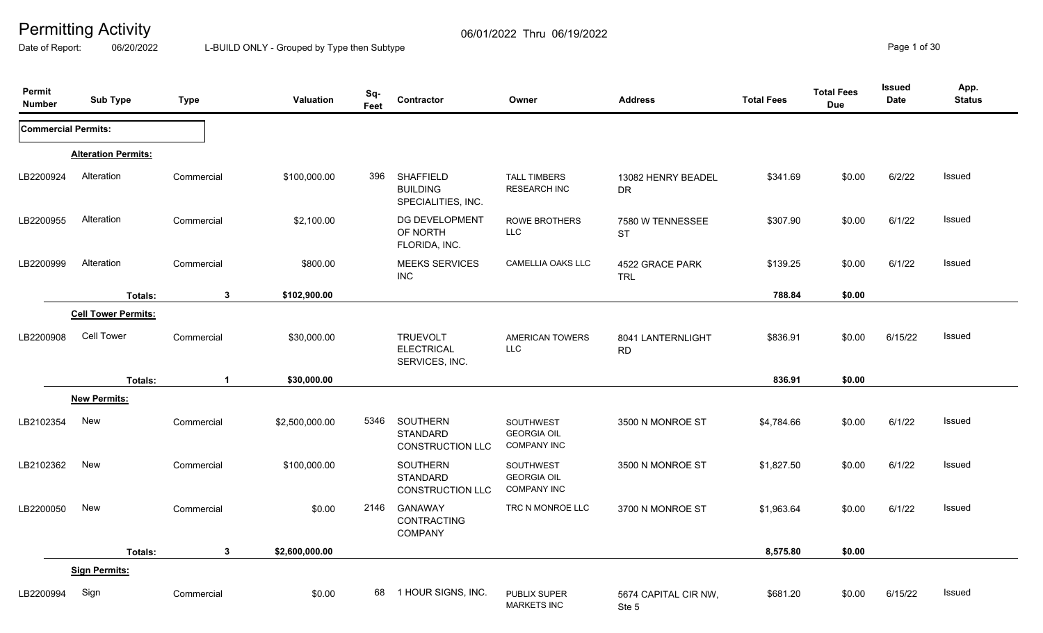# Permitting Activity

06/01/2022 Thru 06/19/2022

Date of Report: 06/20/2022 L-BUILD ONLY - Grouped by Type then Subtype

| Permit Number | Sub Type | Type | Valuation | Sq-Feet | Contractor | Owner | Address | Total Fees | Total Fees Due | Issued Date | App. Status |
|---|---|---|---|---|---|---|---|---|---|---|---|
| **Commercial Permits:** | | | | | | | | | | | |
| | **Alteration Permits:** | | | | | | | | | | |
| LB2200924 | Alteration | Commercial | $100,000.00 | 396 | SHAFFIELD BUILDING SPECIALITIES, INC. | TALL TIMBERS RESEARCH INC | 13082 HENRY BEADEL DR | $341.69 | $0.00 | 6/2/22 | Issued |
| LB2200955 | Alteration | Commercial | $2,100.00 | | DG DEVELOPMENT OF NORTH FLORIDA, INC. | ROWE BROTHERS LLC | 7580 W TENNESSEE ST | $307.90 | $0.00 | 6/1/22 | Issued |
| LB2200999 | Alteration | Commercial | $800.00 | | MEEKS SERVICES INC | CAMELLIA OAKS LLC | 4522 GRACE PARK TRL | $139.25 | $0.00 | 6/1/22 | Issued |
| | **Totals:** | **3** | **$102,900.00** | | | | | **788.84** | **$0.00** | | |
| | **Cell Tower Permits:** | | | | | | | | | | |
| LB2200908 | Cell Tower | Commercial | $30,000.00 | | TRUEVOLT ELECTRICAL SERVICES, INC. | AMERICAN TOWERS LLC | 8041 LANTERNLIGHT RD | $836.91 | $0.00 | 6/15/22 | Issued |
| | **Totals:** | **1** | **$30,000.00** | | | | | **836.91** | **$0.00** | | |
| | **New Permits:** | | | | | | | | | | |
| LB2102354 | New | Commercial | $2,500,000.00 | 5346 | SOUTHERN STANDARD CONSTRUCTION LLC | SOUTHWEST GEORGIA OIL COMPANY INC | 3500 N MONROE ST | $4,784.66 | $0.00 | 6/1/22 | Issued |
| LB2102362 | New | Commercial | $100,000.00 | | SOUTHERN STANDARD CONSTRUCTION LLC | SOUTHWEST GEORGIA OIL COMPANY INC | 3500 N MONROE ST | $1,827.50 | $0.00 | 6/1/22 | Issued |
| LB2200050 | New | Commercial | $0.00 | 2146 | GANAWAY CONTRACTING COMPANY | TRC N MONROE LLC | 3700 N MONROE ST | $1,963.64 | $0.00 | 6/1/22 | Issued |
| | **Totals:** | **3** | **$2,600,000.00** | | | | | **8,575.80** | **$0.00** | | |
| | **Sign Permits:** | | | | | | | | | | |
| LB2200994 | Sign | Commercial | $0.00 | 68 | 1 HOUR SIGNS, INC. | PUBLIX SUPER MARKETS INC | 5674 CAPITAL CIR NW, Ste 5 | $681.20 | $0.00 | 6/15/22 | Issued |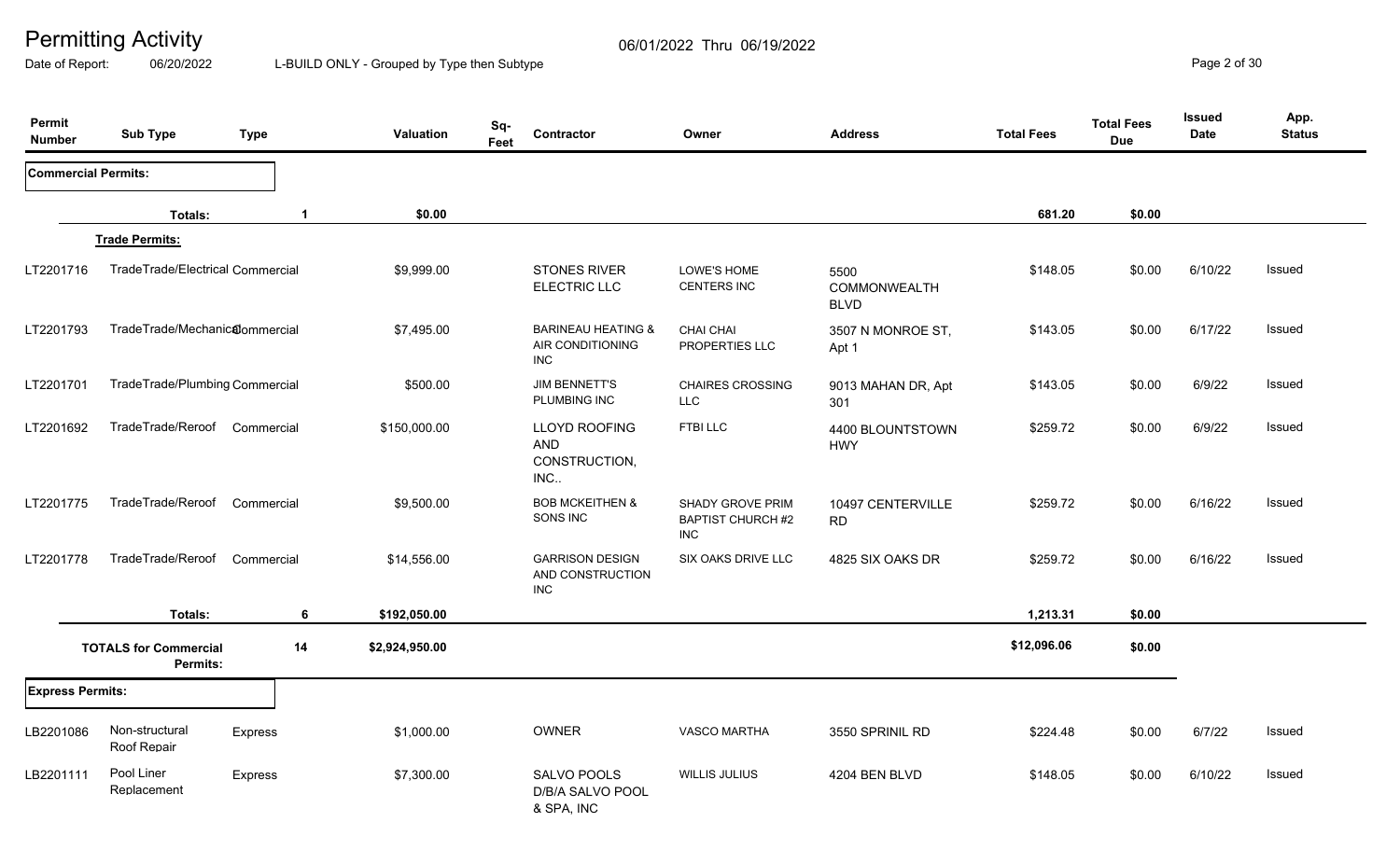# Permitting Activity

06/01/2022 Thru 06/19/2022

Date of Report: 06/20/2022 L-BUILD ONLY - Grouped by Type then Subtype

| Permit Number | Sub Type | Type | Valuation | Sq-Feet | Contractor | Owner | Address | Total Fees | Total Fees Due | Issued Date | App. Status |
|---|---|---|---|---|---|---|---|---|---|---|---|
| **Commercial Permits:** | | | | | | | | | | | |
| | **Totals:** | **1** | **$0.00** | | | | | **681.20** | **$0.00** | | |
| | **Trade Permits:** | | | | | | | | | | |
| LT2201716 | TradeTrade/Electrical | Commercial | $9,999.00 | | STONES RIVER ELECTRIC LLC | LOWE'S HOME CENTERS INC | 5500 COMMONWEALTH BLVD | $148.05 | $0.00 | 6/10/22 | Issued |
| LT2201793 | TradeTrade/Mechanical | Commercial | $7,495.00 | | BARINEAU HEATING & AIR CONDITIONING INC | CHAI CHAI PROPERTIES LLC | 3507 N MONROE ST, Apt 1 | $143.05 | $0.00 | 6/17/22 | Issued |
| LT2201701 | TradeTrade/Plumbing | Commercial | $500.00 | | JIM BENNETT'S PLUMBING INC | CHAIRES CROSSING LLC | 9013 MAHAN DR, Apt 301 | $143.05 | $0.00 | 6/9/22 | Issued |
| LT2201692 | TradeTrade/Reroof | Commercial | $150,000.00 | | LLOYD ROOFING AND CONSTRUCTION, INC.. | FTBI LLC | 4400 BLOUNTSTOWN HWY | $259.72 | $0.00 | 6/9/22 | Issued |
| LT2201775 | TradeTrade/Reroof | Commercial | $9,500.00 | | BOB MCKEITHEN & SONS INC | SHADY GROVE PRIM BAPTIST CHURCH #2 INC | 10497 CENTERVILLE RD | $259.72 | $0.00 | 6/16/22 | Issued |
| LT2201778 | TradeTrade/Reroof | Commercial | $14,556.00 | | GARRISON DESIGN AND CONSTRUCTION INC | SIX OAKS DRIVE LLC | 4825 SIX OAKS DR | $259.72 | $0.00 | 6/16/22 | Issued |
| | **Totals:** | **6** | **$192,050.00** | | | | | **1,213.31** | **$0.00** | | |
| | **TOTALS for Commercial Permits:** | **14** | **$2,924,950.00** | | | | | **$12,096.06** | **$0.00** | | |
| **Express Permits:** | | | | | | | | | | | |
| LB2201086 | Non-structural Roof Repair | Express | $1,000.00 | | OWNER | VASCO MARTHA | 3550 SPRINIL RD | $224.48 | $0.00 | 6/7/22 | Issued |
| LB2201111 | Pool Liner Replacement | Express | $7,300.00 | | SALVO POOLS D/B/A SALVO POOL & SPA, INC | WILLIS JULIUS | 4204 BEN BLVD | $148.05 | $0.00 | 6/10/22 | Issued |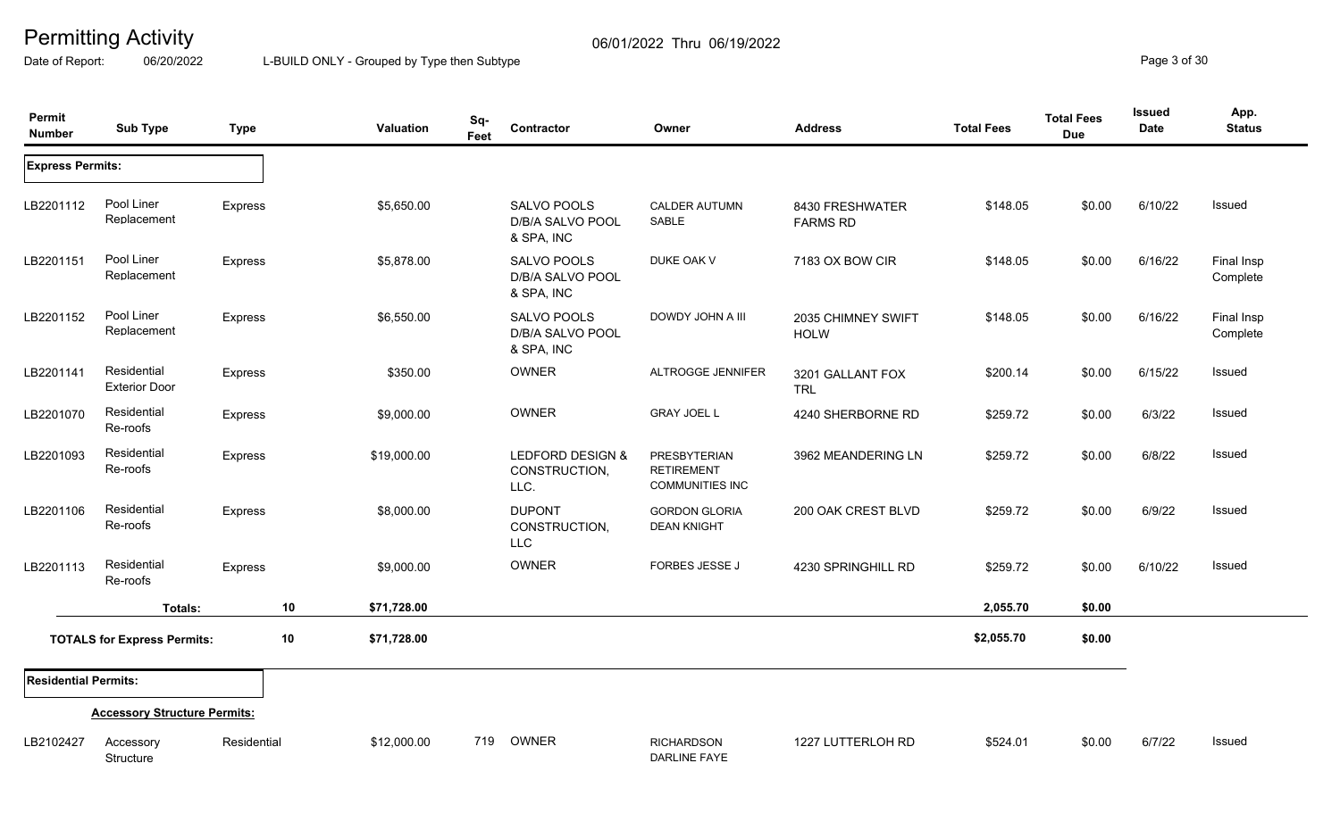# Permitting Activity

06/01/2022 Thru 06/19/2022

Date of Report: 06/20/2022 L-BUILD ONLY - Grouped by Type then Subtype

| Permit Number | Sub Type | Type | Valuation | Sq-Feet | Contractor | Owner | Address | Total Fees | Total Fees Due | Issued Date | App. Status |
|---|---|---|---|---|---|---|---|---|---|---|---|
| **Express Permits:** | | | | | | | | | | | |
| LB2201112 | Pool Liner Replacement | Express | $5,650.00 | | SALVO POOLS D/B/A SALVO POOL & SPA, INC | CALDER AUTUMN SABLE | 8430 FRESHWATER FARMS RD | $148.05 | $0.00 | 6/10/22 | Issued |
| LB2201151 | Pool Liner Replacement | Express | $5,878.00 | | SALVO POOLS D/B/A SALVO POOL & SPA, INC | DUKE OAK V | 7183 OX BOW CIR | $148.05 | $0.00 | 6/16/22 | Final Insp Complete |
| LB2201152 | Pool Liner Replacement | Express | $6,550.00 | | SALVO POOLS D/B/A SALVO POOL & SPA, INC | DOWDY JOHN A III | 2035 CHIMNEY SWIFT HOLW | $148.05 | $0.00 | 6/16/22 | Final Insp Complete |
| LB2201141 | Residential Exterior Door | Express | $350.00 | | OWNER | ALTROGGE JENNIFER | 3201 GALLANT FOX TRL | $200.14 | $0.00 | 6/15/22 | Issued |
| LB2201070 | Residential Re-roofs | Express | $9,000.00 | | OWNER | GRAY JOEL L | 4240 SHERBORNE RD | $259.72 | $0.00 | 6/3/22 | Issued |
| LB2201093 | Residential Re-roofs | Express | $19,000.00 | | LEDFORD DESIGN & CONSTRUCTION, LLC. | PRESBYTERIAN RETIREMENT COMMUNITIES INC | 3962 MEANDERING LN | $259.72 | $0.00 | 6/8/22 | Issued |
| LB2201106 | Residential Re-roofs | Express | $8,000.00 | | DUPONT CONSTRUCTION, LLC | GORDON GLORIA DEAN KNIGHT | 200 OAK CREST BLVD | $259.72 | $0.00 | 6/9/22 | Issued |
| LB2201113 | Residential Re-roofs | Express | $9,000.00 | | OWNER | FORBES JESSE J | 4230 SPRINGHILL RD | $259.72 | $0.00 | 6/10/22 | Issued |
| | **Totals:** | 10 | $71,728.00 | | | | | 2,055.70 | $0.00 | | |
| | **TOTALS for Express Permits:** | 10 | $71,728.00 | | | | | $2,055.70 | $0.00 | | |
| **Residential Permits:** | | | | | | | | | | | |
| | **Accessory Structure Permits:** | | | | | | | | | | |
| LB2102427 | Accessory Structure | Residential | $12,000.00 | 719 | OWNER | RICHARDSON DARLINE FAYE | 1227 LUTTERLOH RD | $524.01 | $0.00 | 6/7/22 | Issued |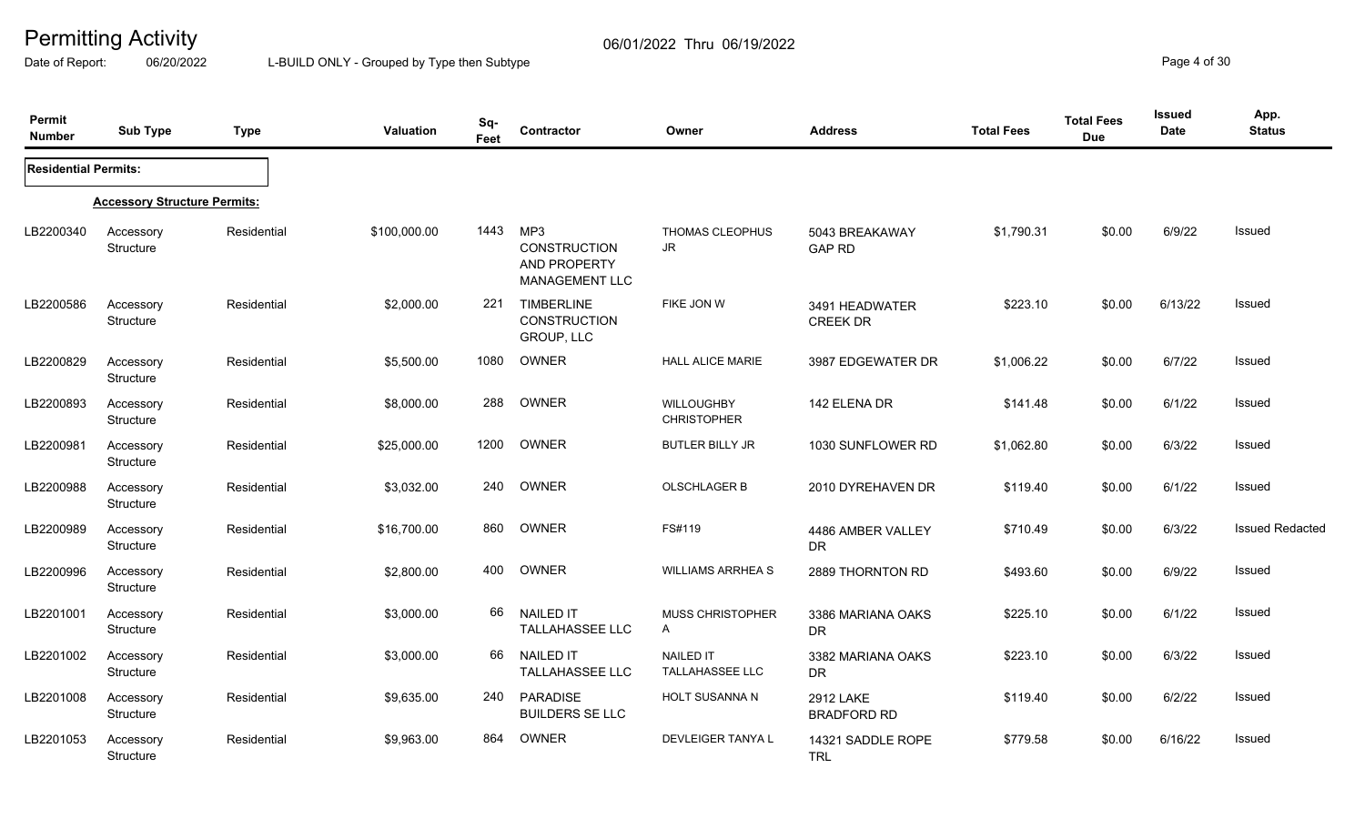# Permitting Activity

06/01/2022 Thru 06/19/2022

Date of Report: 06/20/2022

L-BUILD ONLY - Grouped by Type then Subtype

| Permit Number | Sub Type | Type | Valuation | Sq-Feet | Contractor | Owner | Address | Total Fees | Total Fees Due | Issued Date | App. Status |
|---|---|---|---|---|---|---|---|---|---|---|---|
| **Residential Permits:** | | | | | | | | | | | |
| | **Accessory Structure Permits:** | | | | | | | | | | |
| LB2200340 | Accessory Structure | Residential | $100,000.00 | 1443 | MP3 CONSTRUCTION AND PROPERTY MANAGEMENT LLC | THOMAS CLEOPHUS JR | 5043 BREAKAWAY GAP RD | $1,790.31 | $0.00 | 6/9/22 | Issued |
| LB2200586 | Accessory Structure | Residential | $2,000.00 | 221 | TIMBERLINE CONSTRUCTION GROUP, LLC | FIKE JON W | 3491 HEADWATER CREEK DR | $223.10 | $0.00 | 6/13/22 | Issued |
| LB2200829 | Accessory Structure | Residential | $5,500.00 | 1080 | OWNER | HALL ALICE MARIE | 3987 EDGEWATER DR | $1,006.22 | $0.00 | 6/7/22 | Issued |
| LB2200893 | Accessory Structure | Residential | $8,000.00 | 288 | OWNER | WILLOUGHBY CHRISTOPHER | 142 ELENA DR | $141.48 | $0.00 | 6/1/22 | Issued |
| LB2200981 | Accessory Structure | Residential | $25,000.00 | 1200 | OWNER | BUTLER BILLY JR | 1030 SUNFLOWER RD | $1,062.80 | $0.00 | 6/3/22 | Issued |
| LB2200988 | Accessory Structure | Residential | $3,032.00 | 240 | OWNER | OLSCHLAGER B | 2010 DYREHAVEN DR | $119.40 | $0.00 | 6/1/22 | Issued |
| LB2200989 | Accessory Structure | Residential | $16,700.00 | 860 | OWNER | FS#119 | 4486 AMBER VALLEY DR | $710.49 | $0.00 | 6/3/22 | Issued Redacted |
| LB2200996 | Accessory Structure | Residential | $2,800.00 | 400 | OWNER | WILLIAMS ARRHEA S | 2889 THORNTON RD | $493.60 | $0.00 | 6/9/22 | Issued |
| LB2201001 | Accessory Structure | Residential | $3,000.00 | 66 | NAILED IT TALLAHASSEE LLC | MUSS CHRISTOPHER A | 3386 MARIANA OAKS DR | $225.10 | $0.00 | 6/1/22 | Issued |
| LB2201002 | Accessory Structure | Residential | $3,000.00 | 66 | NAILED IT TALLAHASSEE LLC | NAILED IT TALLAHASSEE LLC | 3382 MARIANA OAKS DR | $223.10 | $0.00 | 6/3/22 | Issued |
| LB2201008 | Accessory Structure | Residential | $9,635.00 | 240 | PARADISE BUILDERS SE LLC | HOLT SUSANNA N | 2912 LAKE BRADFORD RD | $119.40 | $0.00 | 6/2/22 | Issued |
| LB2201053 | Accessory Structure | Residential | $9,963.00 | 864 | OWNER | DEVLEIGER TANYA L | 14321 SADDLE ROPE TRL | $779.58 | $0.00 | 6/16/22 | Issued |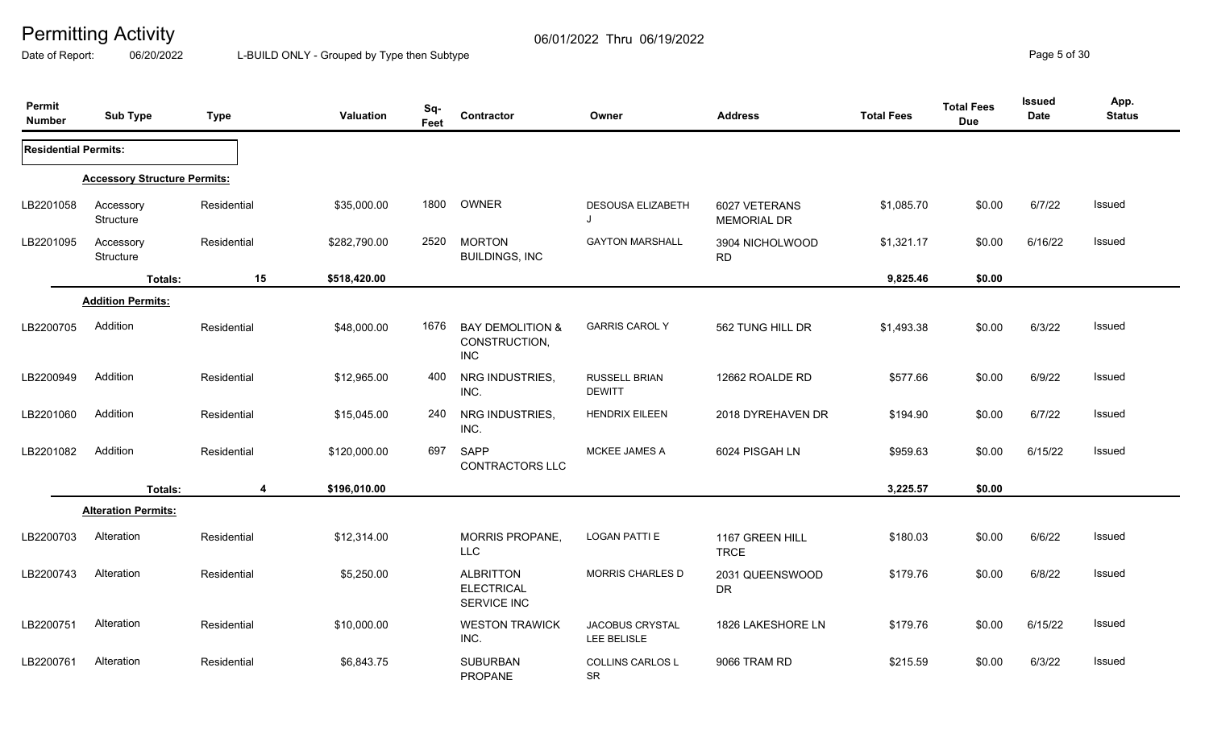# Permitting Activity

06/01/2022 Thru 06/19/2022

Date of Report: 06/20/2022 L-BUILD ONLY - Grouped by Type then Subtype

| Permit Number | Sub Type | Type | Valuation | Sq-Feet | Contractor | Owner | Address | Total Fees | Total Fees Due | Issued Date | App. Status |
|---|---|---|---|---|---|---|---|---|---|---|---|
| **Residential Permits:** | | | | | | | | | | | |
| | **Accessory Structure Permits:** | | | | | | | | | | |
| LB2201058 | Accessory Structure | Residential | $35,000.00 | 1800 | OWNER | DESOUSA ELIZABETH J | 6027 VETERANS MEMORIAL DR | $1,085.70 | $0.00 | 6/7/22 | Issued |
| LB2201095 | Accessory Structure | Residential | $282,790.00 | 2520 | MORTON BUILDINGS, INC | GAYTON MARSHALL | 3904 NICHOLWOOD RD | $1,321.17 | $0.00 | 6/16/22 | Issued |
| | **Totals:** | 15 | $518,420.00 | | | | | 9,825.46 | $0.00 | | |
| | **Addition Permits:** | | | | | | | | | | |
| LB2200705 | Addition | Residential | $48,000.00 | 1676 | BAY DEMOLITION & CONSTRUCTION, INC | GARRIS CAROL Y | 562 TUNG HILL DR | $1,493.38 | $0.00 | 6/3/22 | Issued |
| LB2200949 | Addition | Residential | $12,965.00 | 400 | NRG INDUSTRIES, INC. | RUSSELL BRIAN DEWITT | 12662 ROALDE RD | $577.66 | $0.00 | 6/9/22 | Issued |
| LB2201060 | Addition | Residential | $15,045.00 | 240 | NRG INDUSTRIES, INC. | HENDRIX EILEEN | 2018 DYREHAVEN DR | $194.90 | $0.00 | 6/7/22 | Issued |
| LB2201082 | Addition | Residential | $120,000.00 | 697 | SAPP CONTRACTORS LLC | MCKEE JAMES A | 6024 PISGAH LN | $959.63 | $0.00 | 6/15/22 | Issued |
| | **Totals:** | 4 | $196,010.00 | | | | | 3,225.57 | $0.00 | | |
| | **Alteration Permits:** | | | | | | | | | | |
| LB2200703 | Alteration | Residential | $12,314.00 | | MORRIS PROPANE, LLC | LOGAN PATTI E | 1167 GREEN HILL TRCE | $180.03 | $0.00 | 6/6/22 | Issued |
| LB2200743 | Alteration | Residential | $5,250.00 | | ALBRITTON ELECTRICAL SERVICE INC | MORRIS CHARLES D | 2031 QUEENSWOOD DR | $179.76 | $0.00 | 6/8/22 | Issued |
| LB2200751 | Alteration | Residential | $10,000.00 | | WESTON TRAWICK INC. | JACOBUS CRYSTAL LEE BELISLE | 1826 LAKESHORE LN | $179.76 | $0.00 | 6/15/22 | Issued |
| LB2200761 | Alteration | Residential | $6,843.75 | | SUBURBAN PROPANE | COLLINS CARLOS L SR | 9066 TRAM RD | $215.59 | $0.00 | 6/3/22 | Issued |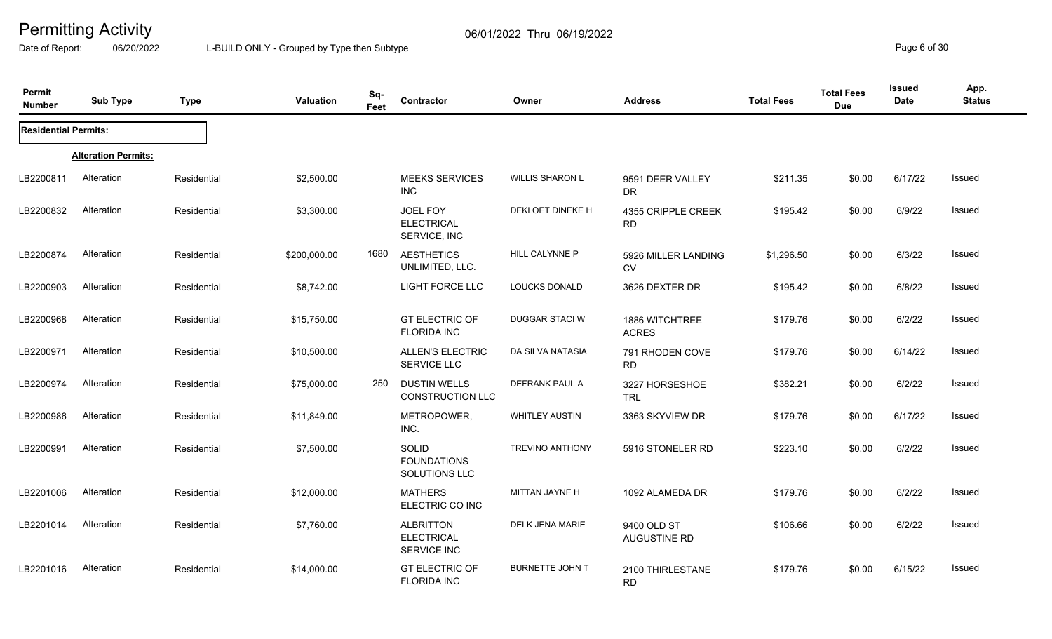# Permitting Activity

06/01/2022 Thru 06/19/2022

Date of Report: 06/20/2022 L-BUILD ONLY - Grouped by Type then Subtype

| Permit Number | Sub Type | Type | Valuation | Sq-Feet | Contractor | Owner | Address | Total Fees | Total Fees Due | Issued Date | App. Status |
|---|---|---|---|---|---|---|---|---|---|---|---|
| **Residential Permits:** | | | | | | | | | | | |
| | **Alteration Permits:** | | | | | | | | | | |
| LB2200811 | Alteration | Residential | $2,500.00 | | MEEKS SERVICES INC | WILLIS SHARON L | 9591 DEER VALLEY DR | $211.35 | $0.00 | 6/17/22 | Issued |
| LB2200832 | Alteration | Residential | $3,300.00 | | JOEL FOY ELECTRICAL SERVICE, INC | DEKLOET DINEKE H | 4355 CRIPPLE CREEK RD | $195.42 | $0.00 | 6/9/22 | Issued |
| LB2200874 | Alteration | Residential | $200,000.00 | 1680 | AESTHETICS UNLIMITED, LLC. | HILL CALYNNE P | 5926 MILLER LANDING CV | $1,296.50 | $0.00 | 6/3/22 | Issued |
| LB2200903 | Alteration | Residential | $8,742.00 | | LIGHT FORCE LLC | LOUCKS DONALD | 3626 DEXTER DR | $195.42 | $0.00 | 6/8/22 | Issued |
| LB2200968 | Alteration | Residential | $15,750.00 | | GT ELECTRIC OF FLORIDA INC | DUGGAR STACI W | 1886 WITCHTREE ACRES | $179.76 | $0.00 | 6/2/22 | Issued |
| LB2200971 | Alteration | Residential | $10,500.00 | | ALLEN'S ELECTRIC SERVICE LLC | DA SILVA NATASIA | 791 RHODEN COVE RD | $179.76 | $0.00 | 6/14/22 | Issued |
| LB2200974 | Alteration | Residential | $75,000.00 | 250 | DUSTIN WELLS CONSTRUCTION LLC | DEFRANK PAUL A | 3227 HORSESHOE TRL | $382.21 | $0.00 | 6/2/22 | Issued |
| LB2200986 | Alteration | Residential | $11,849.00 | | METROPOWER, INC. | WHITLEY AUSTIN | 3363 SKYVIEW DR | $179.76 | $0.00 | 6/17/22 | Issued |
| LB2200991 | Alteration | Residential | $7,500.00 | | SOLID FOUNDATIONS SOLUTIONS LLC | TREVINO ANTHONY | 5916 STONELER RD | $223.10 | $0.00 | 6/2/22 | Issued |
| LB2201006 | Alteration | Residential | $12,000.00 | | MATHERS ELECTRIC CO INC | MITTAN JAYNE H | 1092 ALAMEDA DR | $179.76 | $0.00 | 6/2/22 | Issued |
| LB2201014 | Alteration | Residential | $7,760.00 | | ALBRITTON ELECTRICAL SERVICE INC | DELK JENA MARIE | 9400 OLD ST AUGUSTINE RD | $106.66 | $0.00 | 6/2/22 | Issued |
| LB2201016 | Alteration | Residential | $14,000.00 | | GT ELECTRIC OF FLORIDA INC | BURNETTE JOHN T | 2100 THIRLESTANE RD | $179.76 | $0.00 | 6/15/22 | Issued |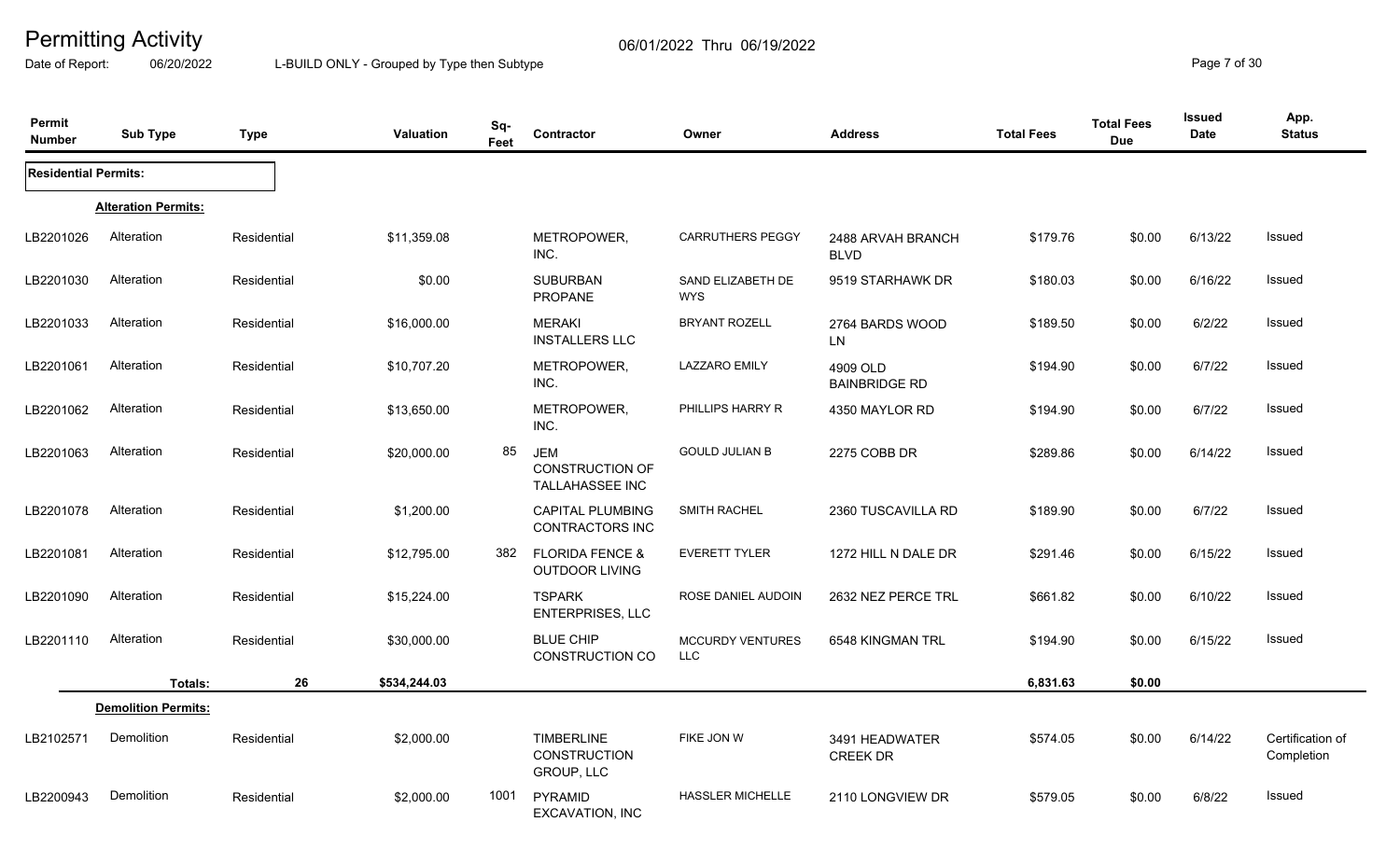# Permitting Activity

06/01/2022 Thru 06/19/2022

Date of Report: 06/20/2022 L-BUILD ONLY - Grouped by Type then Subtype

| Permit Number | Sub Type | Type | Valuation | Sq-Feet | Contractor | Owner | Address | Total Fees | Total Fees Due | Issued Date | App. Status |
|---|---|---|---|---|---|---|---|---|---|---|---|
| **Residential Permits:** | | | | | | | | | | | |
| | **Alteration Permits:** | | | | | | | | | | |
| LB2201026 | Alteration | Residential | $11,359.08 | | METROPOWER, INC. | CARRUTHERS PEGGY | 2488 ARVAH BRANCH BLVD | $179.76 | $0.00 | 6/13/22 | Issued |
| LB2201030 | Alteration | Residential | $0.00 | | SUBURBAN PROPANE | SAND ELIZABETH DE WYS | 9519 STARHAWK DR | $180.03 | $0.00 | 6/16/22 | Issued |
| LB2201033 | Alteration | Residential | $16,000.00 | | MERAKI INSTALLERS LLC | BRYANT ROZELL | 2764 BARDS WOOD LN | $189.50 | $0.00 | 6/2/22 | Issued |
| LB2201061 | Alteration | Residential | $10,707.20 | | METROPOWER, INC. | LAZZARO EMILY | 4909 OLD BAINBRIDGE RD | $194.90 | $0.00 | 6/7/22 | Issued |
| LB2201062 | Alteration | Residential | $13,650.00 | | METROPOWER, INC. | PHILLIPS HARRY R | 4350 MAYLOR RD | $194.90 | $0.00 | 6/7/22 | Issued |
| LB2201063 | Alteration | Residential | $20,000.00 | 85 | JEM CONSTRUCTION OF TALLAHASSEE INC | GOULD JULIAN B | 2275 COBB DR | $289.86 | $0.00 | 6/14/22 | Issued |
| LB2201078 | Alteration | Residential | $1,200.00 | | CAPITAL PLUMBING CONTRACTORS INC | SMITH RACHEL | 2360 TUSCAVILLA RD | $189.90 | $0.00 | 6/7/22 | Issued |
| LB2201081 | Alteration | Residential | $12,795.00 | 382 | FLORIDA FENCE & OUTDOOR LIVING | EVERETT TYLER | 1272 HILL N DALE DR | $291.46 | $0.00 | 6/15/22 | Issued |
| LB2201090 | Alteration | Residential | $15,224.00 | | TSPARK ENTERPRISES, LLC | ROSE DANIEL AUDOIN | 2632 NEZ PERCE TRL | $661.82 | $0.00 | 6/10/22 | Issued |
| LB2201110 | Alteration | Residential | $30,000.00 | | BLUE CHIP CONSTRUCTION CO | MCCURDY VENTURES LLC | 6548 KINGMAN TRL | $194.90 | $0.00 | 6/15/22 | Issued |
| | **Totals:** | **26** | **$534,244.03** | | | | | **6,831.63** | **$0.00** | | |
| | **Demolition Permits:** | | | | | | | | | | |
| LB2102571 | Demolition | Residential | $2,000.00 | | TIMBERLINE CONSTRUCTION GROUP, LLC | FIKE JON W | 3491 HEADWATER CREEK DR | $574.05 | $0.00 | 6/14/22 | Certification of Completion |
| LB2200943 | Demolition | Residential | $2,000.00 | 1001 | PYRAMID EXCAVATION, INC | HASSLER MICHELLE | 2110 LONGVIEW DR | $579.05 | $0.00 | 6/8/22 | Issued |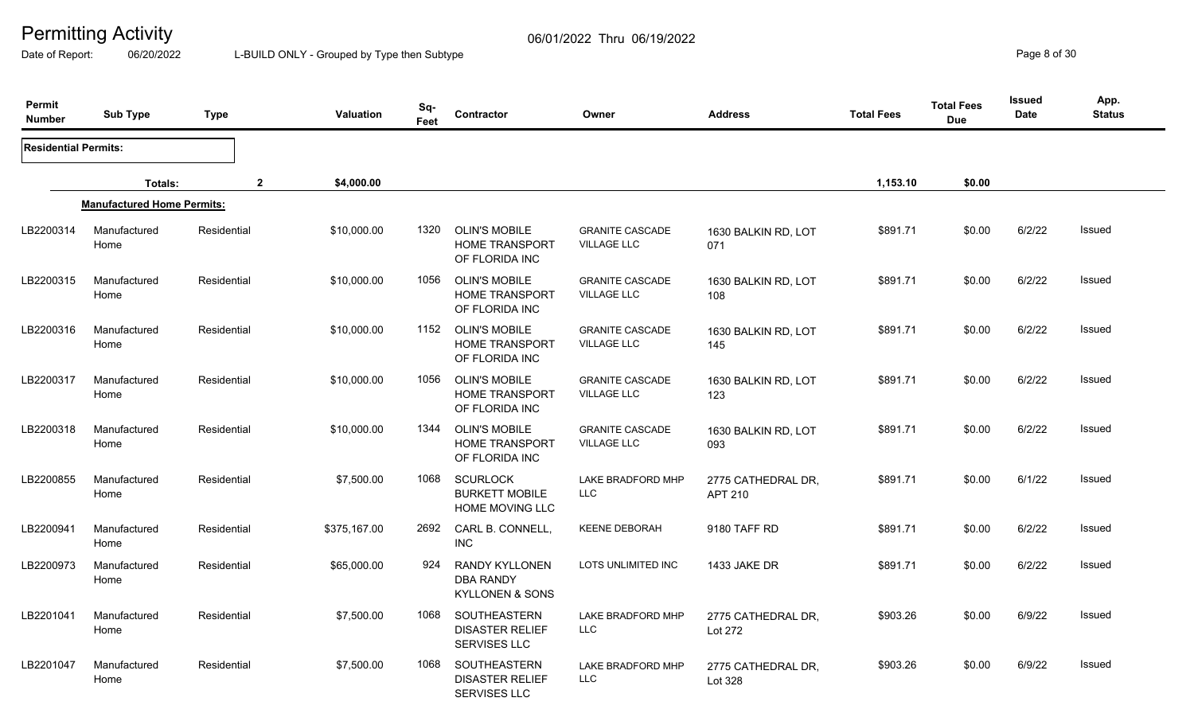# Permitting Activity

06/01/2022 Thru 06/19/2022

Date of Report: 06/20/2022 L-BUILD ONLY - Grouped by Type then Subtype

| Permit Number | Sub Type | Type | Valuation | Sq-Feet | Contractor | Owner | Address | Total Fees | Total Fees Due | Issued Date | App. Status |
|---|---|---|---|---|---|---|---|---|---|---|---|
| **Residential Permits:** | | | | | | | | | | | |
| | Totals: | 2 | $4,000.00 | | | | | 1,153.10 | $0.00 | | |
| | **Manufactured Home Permits:** | | | | | | | | | | |
| LB2200314 | Manufactured Home | Residential | $10,000.00 | 1320 | OLIN'S MOBILE HOME TRANSPORT OF FLORIDA INC | GRANITE CASCADE VILLAGE LLC | 1630 BALKIN RD, LOT 071 | $891.71 | $0.00 | 6/2/22 | Issued |
| LB2200315 | Manufactured Home | Residential | $10,000.00 | 1056 | OLIN'S MOBILE HOME TRANSPORT OF FLORIDA INC | GRANITE CASCADE VILLAGE LLC | 1630 BALKIN RD, LOT 108 | $891.71 | $0.00 | 6/2/22 | Issued |
| LB2200316 | Manufactured Home | Residential | $10,000.00 | 1152 | OLIN'S MOBILE HOME TRANSPORT OF FLORIDA INC | GRANITE CASCADE VILLAGE LLC | 1630 BALKIN RD, LOT 145 | $891.71 | $0.00 | 6/2/22 | Issued |
| LB2200317 | Manufactured Home | Residential | $10,000.00 | 1056 | OLIN'S MOBILE HOME TRANSPORT OF FLORIDA INC | GRANITE CASCADE VILLAGE LLC | 1630 BALKIN RD, LOT 123 | $891.71 | $0.00 | 6/2/22 | Issued |
| LB2200318 | Manufactured Home | Residential | $10,000.00 | 1344 | OLIN'S MOBILE HOME TRANSPORT OF FLORIDA INC | GRANITE CASCADE VILLAGE LLC | 1630 BALKIN RD, LOT 093 | $891.71 | $0.00 | 6/2/22 | Issued |
| LB2200855 | Manufactured Home | Residential | $7,500.00 | 1068 | SCURLOCK BURKETT MOBILE HOME MOVING LLC | LAKE BRADFORD MHP LLC | 2775 CATHEDRAL DR, APT 210 | $891.71 | $0.00 | 6/1/22 | Issued |
| LB2200941 | Manufactured Home | Residential | $375,167.00 | 2692 | CARL B. CONNELL, INC | KEENE DEBORAH | 9180 TAFF RD | $891.71 | $0.00 | 6/2/22 | Issued |
| LB2200973 | Manufactured Home | Residential | $65,000.00 | 924 | RANDY KYLLONEN DBA RANDY KYLLONEN & SONS | LOTS UNLIMITED INC | 1433 JAKE DR | $891.71 | $0.00 | 6/2/22 | Issued |
| LB2201041 | Manufactured Home | Residential | $7,500.00 | 1068 | SOUTHEASTERN DISASTER RELIEF SERVISES LLC | LAKE BRADFORD MHP LLC | 2775 CATHEDRAL DR, Lot 272 | $903.26 | $0.00 | 6/9/22 | Issued |
| LB2201047 | Manufactured Home | Residential | $7,500.00 | 1068 | SOUTHEASTERN DISASTER RELIEF SERVISES LLC | LAKE BRADFORD MHP LLC | 2775 CATHEDRAL DR, Lot 328 | $903.26 | $0.00 | 6/9/22 | Issued |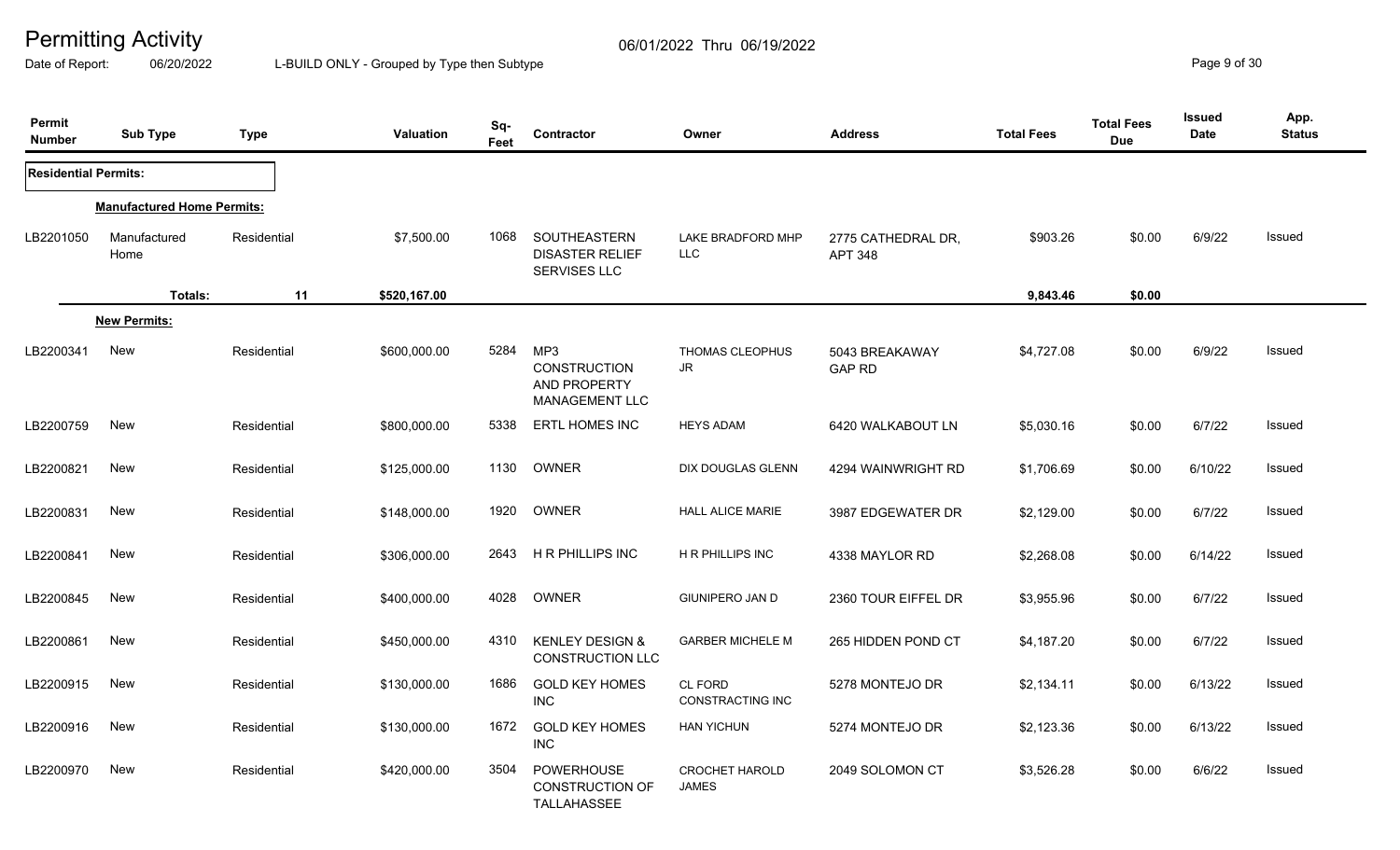# Permitting Activity

06/01/2022 Thru 06/19/2022

Date of Report: 06/20/2022 L-BUILD ONLY - Grouped by Type then Subtype

| Permit Number | Sub Type | Type | Valuation | Sq-Feet | Contractor | Owner | Address | Total Fees | Total Fees Due | Issued Date | App. Status |
|---|---|---|---|---|---|---|---|---|---|---|---|
| **Residential Permits:** | | | | | | | | | | | |
| **Manufactured Home Permits:** | | | | | | | | | | | |
| LB2201050 | Manufactured Home | Residential | $7,500.00 | 1068 | SOUTHEASTERN DISASTER RELIEF SERVISES LLC | LAKE BRADFORD MHP LLC | 2775 CATHEDRAL DR, APT 348 | $903.26 | $0.00 | 6/9/22 | Issued |
| | **Totals:** | 11 | $520,167.00 | | | | | 9,843.46 | $0.00 | | |
| **New Permits:** | | | | | | | | | | | |
| LB2200341 | New | Residential | $600,000.00 | 5284 | MP3 CONSTRUCTION AND PROPERTY MANAGEMENT LLC | THOMAS CLEOPHUS JR | 5043 BREAKAWAY GAP RD | $4,727.08 | $0.00 | 6/9/22 | Issued |
| LB2200759 | New | Residential | $800,000.00 | 5338 | ERTL HOMES INC | HEYS ADAM | 6420 WALKABOUT LN | $5,030.16 | $0.00 | 6/7/22 | Issued |
| LB2200821 | New | Residential | $125,000.00 | 1130 | OWNER | DIX DOUGLAS GLENN | 4294 WAINWRIGHT RD | $1,706.69 | $0.00 | 6/10/22 | Issued |
| LB2200831 | New | Residential | $148,000.00 | 1920 | OWNER | HALL ALICE MARIE | 3987 EDGEWATER DR | $2,129.00 | $0.00 | 6/7/22 | Issued |
| LB2200841 | New | Residential | $306,000.00 | 2643 | H R PHILLIPS INC | H R PHILLIPS INC | 4338 MAYLOR RD | $2,268.08 | $0.00 | 6/14/22 | Issued |
| LB2200845 | New | Residential | $400,000.00 | 4028 | OWNER | GIUNIPERO JAN D | 2360 TOUR EIFFEL DR | $3,955.96 | $0.00 | 6/7/22 | Issued |
| LB2200861 | New | Residential | $450,000.00 | 4310 | KENLEY DESIGN & CONSTRUCTION LLC | GARBER MICHELE M | 265 HIDDEN POND CT | $4,187.20 | $0.00 | 6/7/22 | Issued |
| LB2200915 | New | Residential | $130,000.00 | 1686 | GOLD KEY HOMES INC | CL FORD CONSTRACTING INC | 5278 MONTEJO DR | $2,134.11 | $0.00 | 6/13/22 | Issued |
| LB2200916 | New | Residential | $130,000.00 | 1672 | GOLD KEY HOMES INC | HAN YICHUN | 5274 MONTEJO DR | $2,123.36 | $0.00 | 6/13/22 | Issued |
| LB2200970 | New | Residential | $420,000.00 | 3504 | POWERHOUSE CONSTRUCTION OF TALLAHASSEE | CROCHET HAROLD JAMES | 2049 SOLOMON CT | $3,526.28 | $0.00 | 6/6/22 | Issued |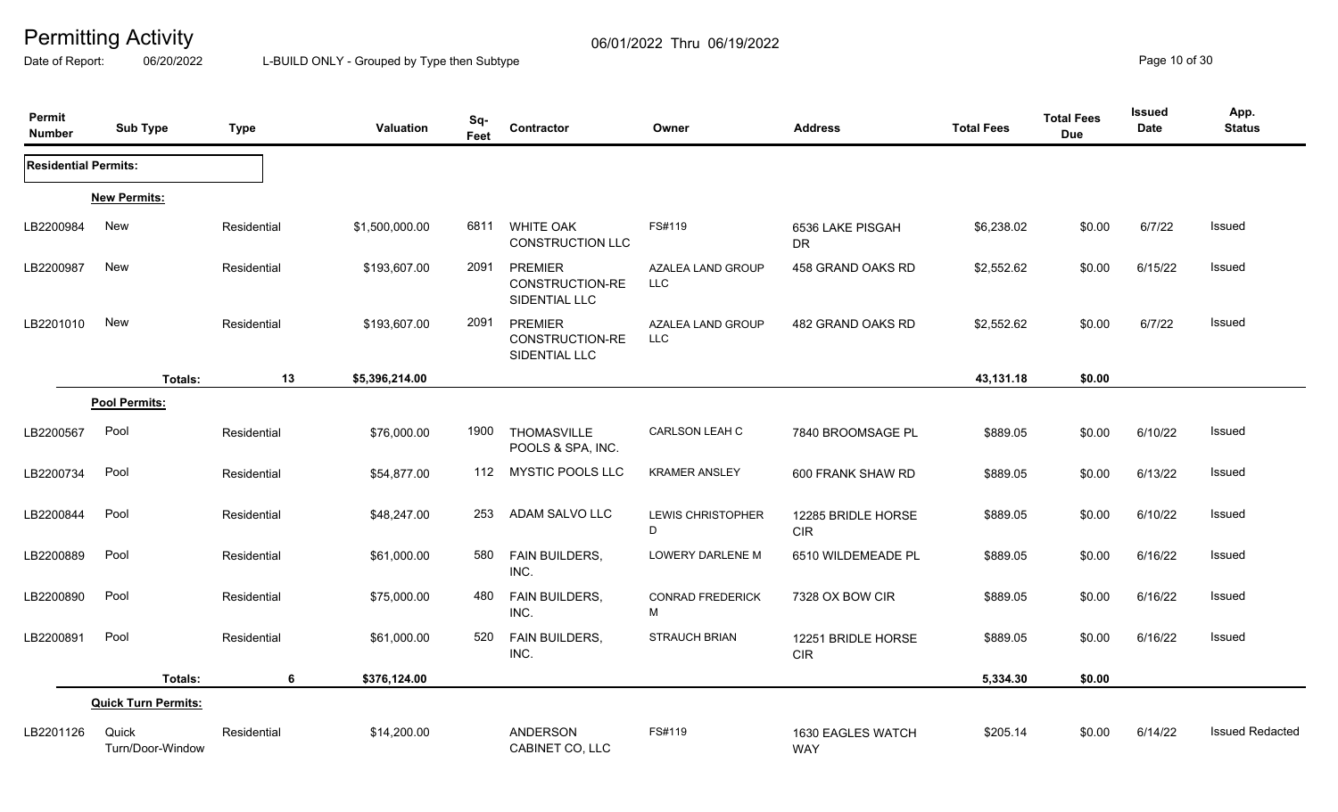# Permitting Activity

06/01/2022 Thru 06/19/2022

Date of Report: 06/20/2022 L-BUILD ONLY - Grouped by Type then Subtype

| Permit Number | Sub Type | Type | Valuation | Sq-Feet | Contractor | Owner | Address | Total Fees | Total Fees Due | Issued Date | App. Status |
|---|---|---|---|---|---|---|---|---|---|---|---|
| **Residential Permits:** | | | | | | | | | | | |
| **New Permits:** | | | | | | | | | | | |
| LB2200984 | New | Residential | $1,500,000.00 | 6811 | WHITE OAK CONSTRUCTION LLC | FS#119 | 6536 LAKE PISGAH DR | $6,238.02 | $0.00 | 6/7/22 | Issued |
| LB2200987 | New | Residential | $193,607.00 | 2091 | PREMIER CONSTRUCTION-RESIDENTIAL LLC | AZALEA LAND GROUP LLC | 458 GRAND OAKS RD | $2,552.62 | $0.00 | 6/15/22 | Issued |
| LB2201010 | New | Residential | $193,607.00 | 2091 | PREMIER CONSTRUCTION-RESIDENTIAL LLC | AZALEA LAND GROUP LLC | 482 GRAND OAKS RD | $2,552.62 | $0.00 | 6/7/22 | Issued |
| | **Totals:** | **13** | **$5,396,214.00** | | | | | **43,131.18** | **$0.00** | | |
| **Pool Permits:** | | | | | | | | | | | |
| LB2200567 | Pool | Residential | $76,000.00 | 1900 | THOMASVILLE POOLS & SPA, INC. | CARLSON LEAH C | 7840 BROOMSAGE PL | $889.05 | $0.00 | 6/10/22 | Issued |
| LB2200734 | Pool | Residential | $54,877.00 | 112 | MYSTIC POOLS LLC | KRAMER ANSLEY | 600 FRANK SHAW RD | $889.05 | $0.00 | 6/13/22 | Issued |
| LB2200844 | Pool | Residential | $48,247.00 | 253 | ADAM SALVO LLC | LEWIS CHRISTOPHER D | 12285 BRIDLE HORSE CIR | $889.05 | $0.00 | 6/10/22 | Issued |
| LB2200889 | Pool | Residential | $61,000.00 | 580 | FAIN BUILDERS, INC. | LOWERY DARLENE M | 6510 WILDEMEADE PL | $889.05 | $0.00 | 6/16/22 | Issued |
| LB2200890 | Pool | Residential | $75,000.00 | 480 | FAIN BUILDERS, INC. | CONRAD FREDERICK M | 7328 OX BOW CIR | $889.05 | $0.00 | 6/16/22 | Issued |
| LB2200891 | Pool | Residential | $61,000.00 | 520 | FAIN BUILDERS, INC. | STRAUCH BRIAN | 12251 BRIDLE HORSE CIR | $889.05 | $0.00 | 6/16/22 | Issued |
| | **Totals:** | **6** | **$376,124.00** | | | | | **5,334.30** | **$0.00** | | |
| **Quick Turn Permits:** | | | | | | | | | | | |
| LB2201126 | Quick Turn/Door-Window | Residential | $14,200.00 | | ANDERSON CABINET CO, LLC | FS#119 | 1630 EAGLES WATCH WAY | $205.14 | $0.00 | 6/14/22 | Issued Redacted |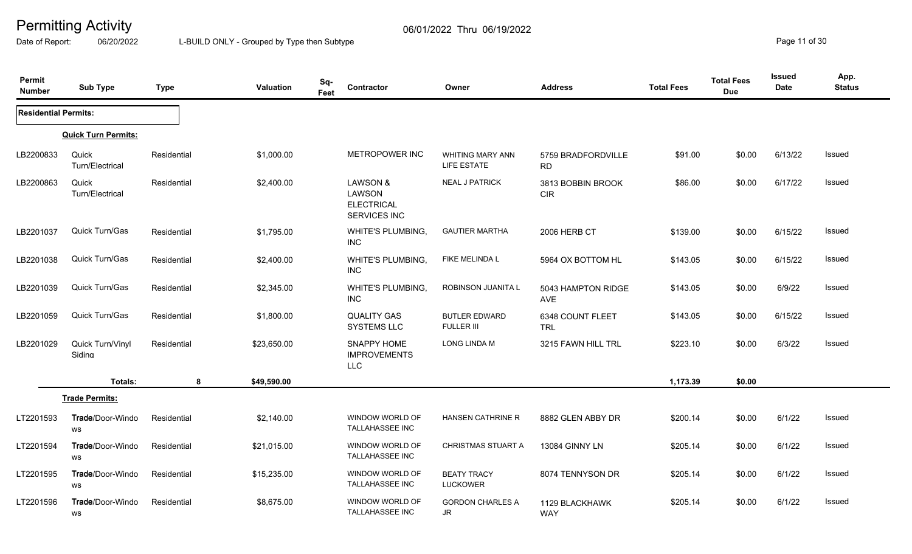# Permitting Activity

06/01/2022 Thru 06/19/2022

Date of Report: 06/20/2022 L-BUILD ONLY - Grouped by Type then Subtype

| Permit Number | Sub Type | Type | Valuation | Sq-Feet | Contractor | Owner | Address | Total Fees | Total Fees Due | Issued Date | App. Status |
|---|---|---|---|---|---|---|---|---|---|---|---|
| **Residential Permits:** | | | | | | | | | | | |
| **Quick Turn Permits:** | | | | | | | | | | | |
| LB2200833 | Quick Turn/Electrical | Residential | $1,000.00 | | METROPOWER INC | WHITING MARY ANN LIFE ESTATE | 5759 BRADFORDVILLE RD | $91.00 | $0.00 | 6/13/22 | Issued |
| LB2200863 | Quick Turn/Electrical | Residential | $2,400.00 | | LAWSON & LAWSON ELECTRICAL SERVICES INC | NEAL J PATRICK | 3813 BOBBIN BROOK CIR | $86.00 | $0.00 | 6/17/22 | Issued |
| LB2201037 | Quick Turn/Gas | Residential | $1,795.00 | | WHITE'S PLUMBING, INC | GAUTIER MARTHA | 2006 HERB CT | $139.00 | $0.00 | 6/15/22 | Issued |
| LB2201038 | Quick Turn/Gas | Residential | $2,400.00 | | WHITE'S PLUMBING, INC | FIKE MELINDA L | 5964 OX BOTTOM HL | $143.05 | $0.00 | 6/15/22 | Issued |
| LB2201039 | Quick Turn/Gas | Residential | $2,345.00 | | WHITE'S PLUMBING, INC | ROBINSON JUANITA L | 5043 HAMPTON RIDGE AVE | $143.05 | $0.00 | 6/9/22 | Issued |
| LB2201059 | Quick Turn/Gas | Residential | $1,800.00 | | QUALITY GAS SYSTEMS LLC | BUTLER EDWARD FULLER III | 6348 COUNT FLEET TRL | $143.05 | $0.00 | 6/15/22 | Issued |
| LB2201029 | Quick Turn/Vinyl Siding | Residential | $23,650.00 | | SNAPPY HOME IMPROVEMENTS LLC | LONG LINDA M | 3215 FAWN HILL TRL | $223.10 | $0.00 | 6/3/22 | Issued |
| | **Totals:** | **8** | **$49,590.00** | | | | | **1,173.39** | **$0.00** | | |
| **Trade Permits:** | | | | | | | | | | | |
| LT2201593 | Trade/Door-Windows | Residential | $2,140.00 | | WINDOW WORLD OF TALLAHASSEE INC | HANSEN CATHRINE R | 8882 GLEN ABBY DR | $200.14 | $0.00 | 6/1/22 | Issued |
| LT2201594 | Trade/Door-Windows | Residential | $21,015.00 | | WINDOW WORLD OF TALLAHASSEE INC | CHRISTMAS STUART A | 13084 GINNY LN | $205.14 | $0.00 | 6/1/22 | Issued |
| LT2201595 | Trade/Door-Windows | Residential | $15,235.00 | | WINDOW WORLD OF TALLAHASSEE INC | BEATY TRACY LUCKOWER | 8074 TENNYSON DR | $205.14 | $0.00 | 6/1/22 | Issued |
| LT2201596 | Trade/Door-Windows | Residential | $8,675.00 | | WINDOW WORLD OF TALLAHASSEE INC | GORDON CHARLES A JR | 1129 BLACKHAWK WAY | $205.14 | $0.00 | 6/1/22 | Issued |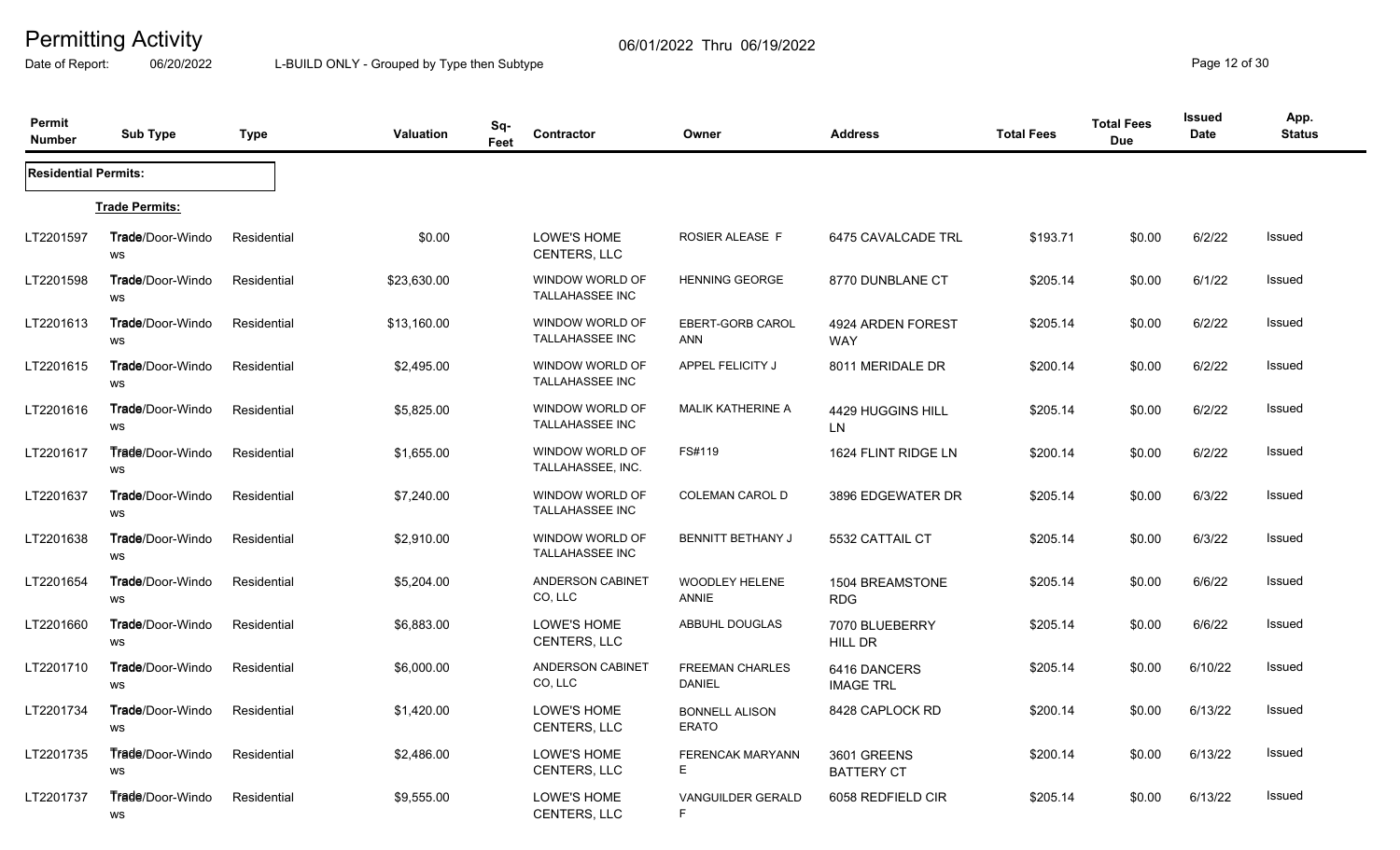# Permitting Activity

06/01/2022 Thru 06/19/2022

Date of Report: 06/20/2022 L-BUILD ONLY - Grouped by Type then Subtype

| Permit Number | Sub Type | Type | Valuation | Sq-Feet | Contractor | Owner | Address | Total Fees | Total Fees Due | Issued Date | App. Status |
|---|---|---|---|---|---|---|---|---|---|---|---|
| **Residential Permits:** | | | | | | | | | | | |
| | **Trade Permits:** | | | | | | | | | | |
| LT2201597 | Trade/Door-Windows | Residential | $0.00 | | LOWE'S HOME CENTERS, LLC | ROSIER ALEASE F | 6475 CAVALCADE TRL | $193.71 | $0.00 | 6/2/22 | Issued |
| LT2201598 | Trade/Door-Windows | Residential | $23,630.00 | | WINDOW WORLD OF TALLAHASSEE INC | HENNING GEORGE | 8770 DUNBLANE CT | $205.14 | $0.00 | 6/1/22 | Issued |
| LT2201613 | Trade/Door-Windows | Residential | $13,160.00 | | WINDOW WORLD OF TALLAHASSEE INC | EBERT-GORB CAROL ANN | 4924 ARDEN FOREST WAY | $205.14 | $0.00 | 6/2/22 | Issued |
| LT2201615 | Trade/Door-Windows | Residential | $2,495.00 | | WINDOW WORLD OF TALLAHASSEE INC | APPEL FELICITY J | 8011 MERIDALE DR | $200.14 | $0.00 | 6/2/22 | Issued |
| LT2201616 | Trade/Door-Windows | Residential | $5,825.00 | | WINDOW WORLD OF TALLAHASSEE INC | MALIK KATHERINE A | 4429 HUGGINS HILL LN | $205.14 | $0.00 | 6/2/22 | Issued |
| LT2201617 | Trade/Door-Windows | Residential | $1,655.00 | | WINDOW WORLD OF TALLAHASSEE, INC. | FS#119 | 1624 FLINT RIDGE LN | $200.14 | $0.00 | 6/2/22 | Issued |
| LT2201637 | Trade/Door-Windows | Residential | $7,240.00 | | WINDOW WORLD OF TALLAHASSEE INC | COLEMAN CAROL D | 3896 EDGEWATER DR | $205.14 | $0.00 | 6/3/22 | Issued |
| LT2201638 | Trade/Door-Windows | Residential | $2,910.00 | | WINDOW WORLD OF TALLAHASSEE INC | BENNITT BETHANY J | 5532 CATTAIL CT | $205.14 | $0.00 | 6/3/22 | Issued |
| LT2201654 | Trade/Door-Windows | Residential | $5,204.00 | | ANDERSON CABINET CO, LLC | WOODLEY HELENE ANNIE | 1504 BREAMSTONE RDG | $205.14 | $0.00 | 6/6/22 | Issued |
| LT2201660 | Trade/Door-Windows | Residential | $6,883.00 | | LOWE'S HOME CENTERS, LLC | ABBUHL DOUGLAS | 7070 BLUEBERRY HILL DR | $205.14 | $0.00 | 6/6/22 | Issued |
| LT2201710 | Trade/Door-Windows | Residential | $6,000.00 | | ANDERSON CABINET CO, LLC | FREEMAN CHARLES DANIEL | 6416 DANCERS IMAGE TRL | $205.14 | $0.00 | 6/10/22 | Issued |
| LT2201734 | Trade/Door-Windows | Residential | $1,420.00 | | LOWE'S HOME CENTERS, LLC | BONNELL ALISON ERATO | 8428 CAPLOCK RD | $200.14 | $0.00 | 6/13/22 | Issued |
| LT2201735 | Trade/Door-Windows | Residential | $2,486.00 | | LOWE'S HOME CENTERS, LLC | FERENCAK MARYANN E | 3601 GREENS BATTERY CT | $200.14 | $0.00 | 6/13/22 | Issued |
| LT2201737 | Trade/Door-Windows | Residential | $9,555.00 | | LOWE'S HOME CENTERS, LLC | VANGUILDER GERALD F | 6058 REDFIELD CIR | $205.14 | $0.00 | 6/13/22 | Issued |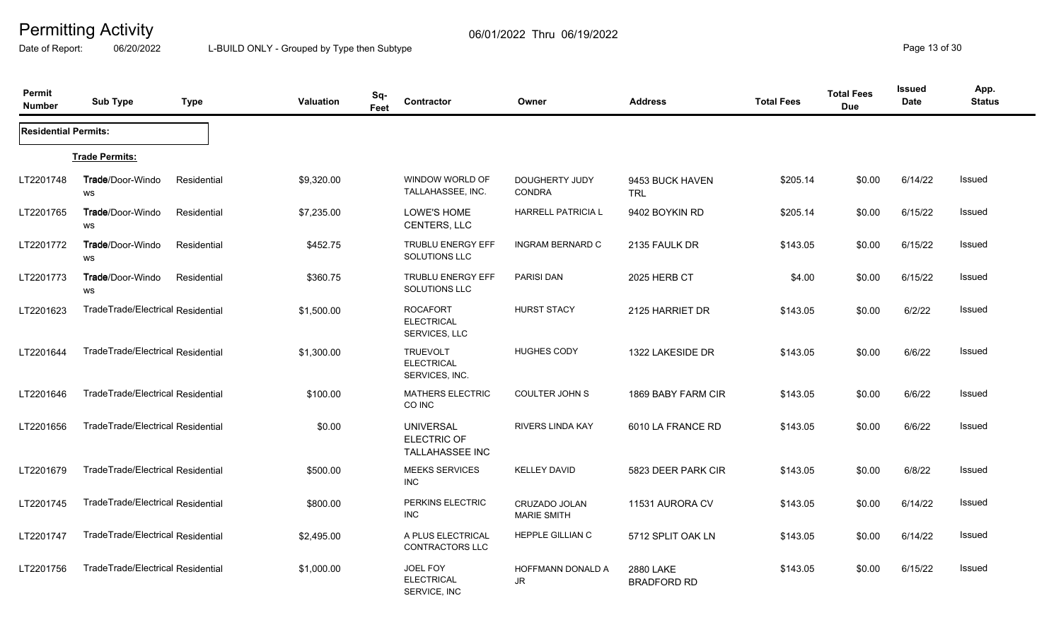# Permitting Activity

06/01/2022 Thru 06/19/2022

Date of Report: 06/20/2022 L-BUILD ONLY - Grouped by Type then Subtype

| Permit Number | Sub Type | Type | Valuation | Sq-Feet | Contractor | Owner | Address | Total Fees | Total Fees Due | Issued Date | App. Status |
|---|---|---|---|---|---|---|---|---|---|---|---|
| **Residential Permits:** | | | | | | | | | | | |
| | **Trade Permits:** | | | | | | | | | | |
| LT2201748 | Trade/Door-Windows | Residential | $9,320.00 | | WINDOW WORLD OF TALLAHASSEE, INC. | DOUGHERTY JUDY CONDRA | 9453 BUCK HAVEN TRL | $205.14 | $0.00 | 6/14/22 | Issued |
| LT2201765 | Trade/Door-Windows | Residential | $7,235.00 | | LOWE'S HOME CENTERS, LLC | HARRELL PATRICIA L | 9402 BOYKIN RD | $205.14 | $0.00 | 6/15/22 | Issued |
| LT2201772 | Trade/Door-Windows | Residential | $452.75 | | TRUBLU ENERGY EFF SOLUTIONS LLC | INGRAM BERNARD C | 2135 FAULK DR | $143.05 | $0.00 | 6/15/22 | Issued |
| LT2201773 | Trade/Door-Windows | Residential | $360.75 | | TRUBLU ENERGY EFF SOLUTIONS LLC | PARISI DAN | 2025 HERB CT | $4.00 | $0.00 | 6/15/22 | Issued |
| LT2201623 | TradeTrade/Electrical | Residential | $1,500.00 | | ROCAFORT ELECTRICAL SERVICES, LLC | HURST STACY | 2125 HARRIET DR | $143.05 | $0.00 | 6/2/22 | Issued |
| LT2201644 | TradeTrade/Electrical | Residential | $1,300.00 | | TRUEVOLT ELECTRICAL SERVICES, INC. | HUGHES CODY | 1322 LAKESIDE DR | $143.05 | $0.00 | 6/6/22 | Issued |
| LT2201646 | TradeTrade/Electrical | Residential | $100.00 | | MATHERS ELECTRIC CO INC | COULTER JOHN S | 1869 BABY FARM CIR | $143.05 | $0.00 | 6/6/22 | Issued |
| LT2201656 | TradeTrade/Electrical | Residential | $0.00 | | UNIVERSAL ELECTRIC OF TALLAHASSEE INC | RIVERS LINDA KAY | 6010 LA FRANCE RD | $143.05 | $0.00 | 6/6/22 | Issued |
| LT2201679 | TradeTrade/Electrical | Residential | $500.00 | | MEEKS SERVICES INC | KELLEY DAVID | 5823 DEER PARK CIR | $143.05 | $0.00 | 6/8/22 | Issued |
| LT2201745 | TradeTrade/Electrical | Residential | $800.00 | | PERKINS ELECTRIC INC | CRUZADO JOLAN MARIE SMITH | 11531 AURORA CV | $143.05 | $0.00 | 6/14/22 | Issued |
| LT2201747 | TradeTrade/Electrical | Residential | $2,495.00 | | A PLUS ELECTRICAL CONTRACTORS LLC | HEPPLE GILLIAN C | 5712 SPLIT OAK LN | $143.05 | $0.00 | 6/14/22 | Issued |
| LT2201756 | TradeTrade/Electrical | Residential | $1,000.00 | | JOEL FOY ELECTRICAL SERVICE, INC | HOFFMANN DONALD A JR | 2880 LAKE BRADFORD RD | $143.05 | $0.00 | 6/15/22 | Issued |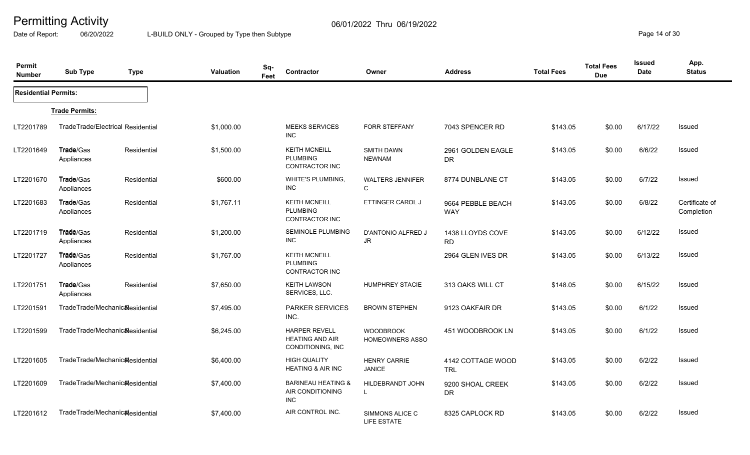# Permitting Activity

06/01/2022 Thru 06/19/2022

Date of Report: 06/20/2022 L-BUILD ONLY - Grouped by Type then Subtype

| Permit Number | Sub Type | Type | Valuation | Sq-Feet | Contractor | Owner | Address | Total Fees | Total Fees Due | Issued Date | App. Status |
|---|---|---|---|---|---|---|---|---|---|---|---|
| **Residential Permits:** | | | | | | | | | | | |
| | **Trade Permits:** | | | | | | | | | | |
| LT2201789 | Trade/Electrical | Residential | $1,000.00 | | MEEKS SERVICES INC | FORR STEFFANY | 7043 SPENCER RD | $143.05 | $0.00 | 6/17/22 | Issued |
| LT2201649 | Trade/Gas Appliances | Residential | $1,500.00 | | KEITH MCNEILL PLUMBING CONTRACTOR INC | SMITH DAWN NEWNAM | 2961 GOLDEN EAGLE DR | $143.05 | $0.00 | 6/6/22 | Issued |
| LT2201670 | Trade/Gas Appliances | Residential | $600.00 | | WHITE'S PLUMBING, INC | WALTERS JENNIFER C | 8774 DUNBLANE CT | $143.05 | $0.00 | 6/7/22 | Issued |
| LT2201683 | Trade/Gas Appliances | Residential | $1,767.11 | | KEITH MCNEILL PLUMBING CONTRACTOR INC | ETTINGER CAROL J | 9664 PEBBLE BEACH WAY | $143.05 | $0.00 | 6/8/22 | Certificate of Completion |
| LT2201719 | Trade/Gas Appliances | Residential | $1,200.00 | | SEMINOLE PLUMBING INC | D'ANTONIO ALFRED J JR | 1438 LLOYDS COVE RD | $143.05 | $0.00 | 6/12/22 | Issued |
| LT2201727 | Trade/Gas Appliances | Residential | $1,767.00 | | KEITH MCNEILL PLUMBING CONTRACTOR INC | | 2964 GLEN IVES DR | $143.05 | $0.00 | 6/13/22 | Issued |
| LT2201751 | Trade/Gas Appliances | Residential | $7,650.00 | | KEITH LAWSON SERVICES, LLC. | HUMPHREY STACIE | 313 OAKS WILL CT | $148.05 | $0.00 | 6/15/22 | Issued |
| LT2201591 | Trade/Mechanical | Residential | $7,495.00 | | PARKER SERVICES INC. | BROWN STEPHEN | 9123 OAKFAIR DR | $143.05 | $0.00 | 6/1/22 | Issued |
| LT2201599 | Trade/Mechanical | Residential | $6,245.00 | | HARPER REVELL HEATING AND AIR CONDITIONING, INC | WOODBROOK HOMEOWNERS ASSO | 451 WOODBROOK LN | $143.05 | $0.00 | 6/1/22 | Issued |
| LT2201605 | Trade/Mechanical | Residential | $6,400.00 | | HIGH QUALITY HEATING & AIR INC | HENRY CARRIE JANICE | 4142 COTTAGE WOOD TRL | $143.05 | $0.00 | 6/2/22 | Issued |
| LT2201609 | Trade/Mechanical | Residential | $7,400.00 | | BARINEAU HEATING & AIR CONDITIONING INC | HILDEBRANDT JOHN L | 9200 SHOAL CREEK DR | $143.05 | $0.00 | 6/2/22 | Issued |
| LT2201612 | Trade/Mechanical | Residential | $7,400.00 | | AIR CONTROL INC. | SIMMONS ALICE C LIFE ESTATE | 8325 CAPLOCK RD | $143.05 | $0.00 | 6/2/22 | Issued |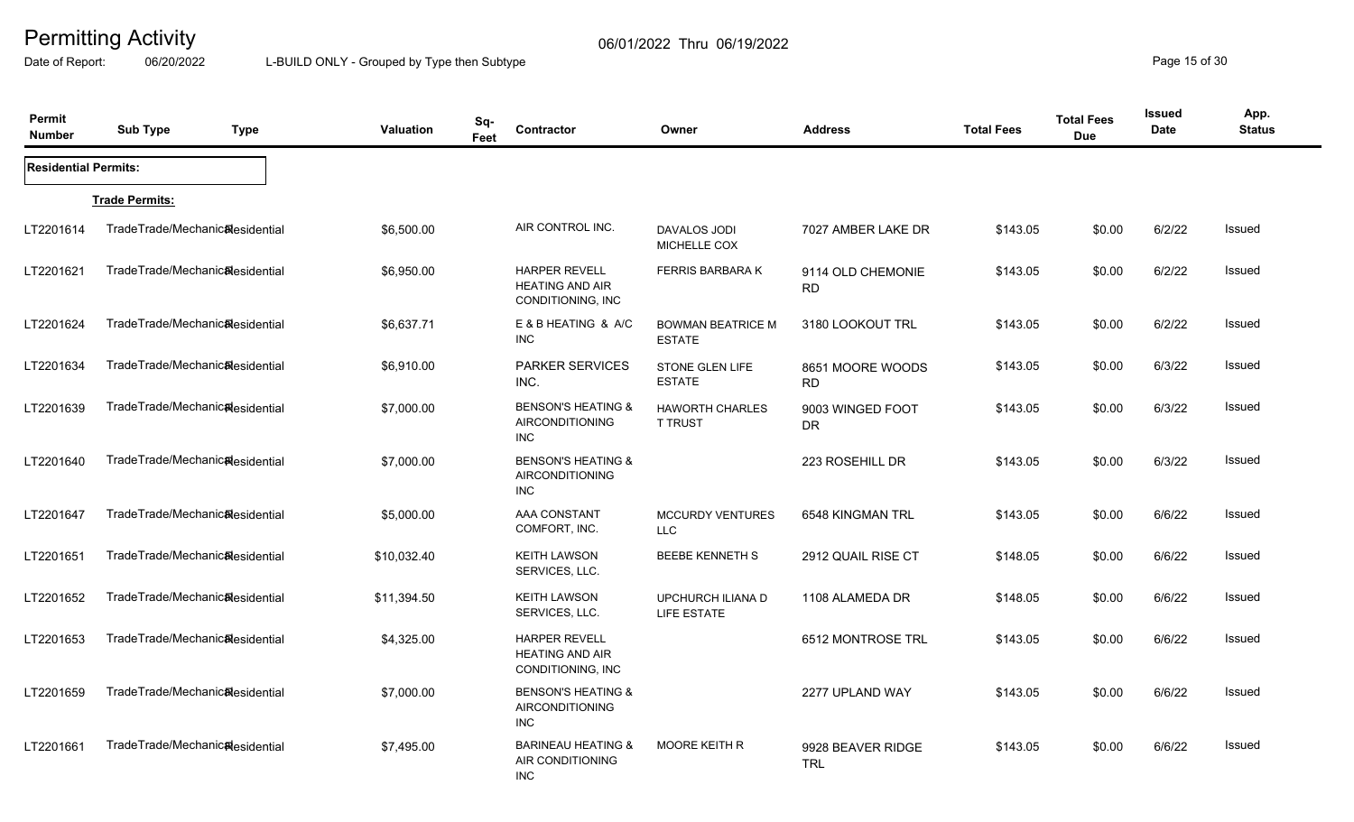# Permitting Activity

06/01/2022 Thru 06/19/2022

Date of Report: 06/20/2022 L-BUILD ONLY - Grouped by Type then Subtype

| Permit Number | Sub Type | Type | Valuation | Sq-Feet | Contractor | Owner | Address | Total Fees | Total Fees Due | Issued Date | App. Status |
|---|---|---|---|---|---|---|---|---|---|---|---|
| **Residential Permits:** | | | | | | | | | | | |
| **Trade Permits:** | | | | | | | | | | | |
| LT2201614 | TradeTrade/Mechanical | Residential | $6,500.00 | | AIR CONTROL INC. | DAVALOS JODI MICHELLE COX | 7027 AMBER LAKE DR | $143.05 | $0.00 | 6/2/22 | Issued |
| LT2201621 | TradeTrade/Mechanical | Residential | $6,950.00 | | HARPER REVELL HEATING AND AIR CONDITIONING, INC | FERRIS BARBARA K | 9114 OLD CHEMONIE RD | $143.05 | $0.00 | 6/2/22 | Issued |
| LT2201624 | TradeTrade/Mechanical | Residential | $6,637.71 | | E & B HEATING & A/C INC | BOWMAN BEATRICE M ESTATE | 3180 LOOKOUT TRL | $143.05 | $0.00 | 6/2/22 | Issued |
| LT2201634 | TradeTrade/Mechanical | Residential | $6,910.00 | | PARKER SERVICES INC. | STONE GLEN LIFE ESTATE | 8651 MOORE WOODS RD | $143.05 | $0.00 | 6/3/22 | Issued |
| LT2201639 | TradeTrade/Mechanical | Residential | $7,000.00 | | BENSON'S HEATING & AIRCONDITIONING INC | HAWORTH CHARLES T TRUST | 9003 WINGED FOOT DR | $143.05 | $0.00 | 6/3/22 | Issued |
| LT2201640 | TradeTrade/Mechanical | Residential | $7,000.00 | | BENSON'S HEATING & AIRCONDITIONING INC | | 223 ROSEHILL DR | $143.05 | $0.00 | 6/3/22 | Issued |
| LT2201647 | TradeTrade/Mechanical | Residential | $5,000.00 | | AAA CONSTANT COMFORT, INC. | MCCURDY VENTURES LLC | 6548 KINGMAN TRL | $143.05 | $0.00 | 6/6/22 | Issued |
| LT2201651 | TradeTrade/Mechanical | Residential | $10,032.40 | | KEITH LAWSON SERVICES, LLC. | BEEBE KENNETH S | 2912 QUAIL RISE CT | $148.05 | $0.00 | 6/6/22 | Issued |
| LT2201652 | TradeTrade/Mechanical | Residential | $11,394.50 | | KEITH LAWSON SERVICES, LLC. | UPCHURCH ILIANA D LIFE ESTATE | 1108 ALAMEDA DR | $148.05 | $0.00 | 6/6/22 | Issued |
| LT2201653 | TradeTrade/Mechanical | Residential | $4,325.00 | | HARPER REVELL HEATING AND AIR CONDITIONING, INC | | 6512 MONTROSE TRL | $143.05 | $0.00 | 6/6/22 | Issued |
| LT2201659 | TradeTrade/Mechanical | Residential | $7,000.00 | | BENSON'S HEATING & AIRCONDITIONING INC | | 2277 UPLAND WAY | $143.05 | $0.00 | 6/6/22 | Issued |
| LT2201661 | TradeTrade/Mechanical | Residential | $7,495.00 | | BARINEAU HEATING & AIR CONDITIONING INC | MOORE KEITH R | 9928 BEAVER RIDGE TRL | $143.05 | $0.00 | 6/6/22 | Issued |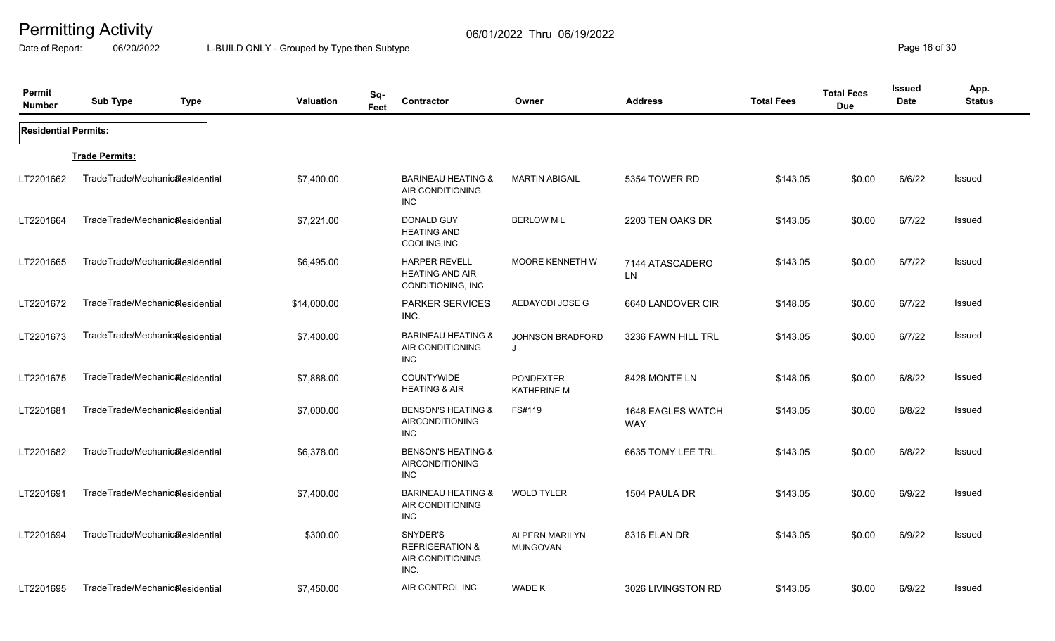# Permitting Activity

06/01/2022 Thru 06/19/2022

Date of Report: 06/20/2022 L-BUILD ONLY - Grouped by Type then Subtype

| Permit Number | Sub Type | Type | Valuation | Sq-Feet | Contractor | Owner | Address | Total Fees | Total Fees Due | Issued Date | App. Status |
|---|---|---|---|---|---|---|---|---|---|---|---|
| **Residential Permits:** | | | | | | | | | | | |
| | **Trade Permits:** | | | | | | | | | | |
| LT2201662 | TradeTrade/Mechanical | Residential | $7,400.00 | | BARINEAU HEATING & AIR CONDITIONING INC | MARTIN ABIGAIL | 5354 TOWER RD | $143.05 | $0.00 | 6/6/22 | Issued |
| LT2201664 | TradeTrade/Mechanical | Residential | $7,221.00 | | DONALD GUY HEATING AND COOLING INC | BERLOW M L | 2203 TEN OAKS DR | $143.05 | $0.00 | 6/7/22 | Issued |
| LT2201665 | TradeTrade/Mechanical | Residential | $6,495.00 | | HARPER REVELL HEATING AND AIR CONDITIONING, INC | MOORE KENNETH W | 7144 ATASCADERO LN | $143.05 | $0.00 | 6/7/22 | Issued |
| LT2201672 | TradeTrade/Mechanical | Residential | $14,000.00 | | PARKER SERVICES INC. | AEDAYODI JOSE G | 6640 LANDOVER CIR | $148.05 | $0.00 | 6/7/22 | Issued |
| LT2201673 | TradeTrade/Mechanical | Residential | $7,400.00 | | BARINEAU HEATING & AIR CONDITIONING INC | JOHNSON BRADFORD J | 3236 FAWN HILL TRL | $143.05 | $0.00 | 6/7/22 | Issued |
| LT2201675 | TradeTrade/Mechanical | Residential | $7,888.00 | | COUNTYWIDE HEATING & AIR | PONDEXTER KATHERINE M | 8428 MONTE LN | $148.05 | $0.00 | 6/8/22 | Issued |
| LT2201681 | TradeTrade/Mechanical | Residential | $7,000.00 | | BENSON'S HEATING & AIRCONDITIONING INC | FS#119 | 1648 EAGLES WATCH WAY | $143.05 | $0.00 | 6/8/22 | Issued |
| LT2201682 | TradeTrade/Mechanical | Residential | $6,378.00 | | BENSON'S HEATING & AIRCONDITIONING INC | | 6635 TOMY LEE TRL | $143.05 | $0.00 | 6/8/22 | Issued |
| LT2201691 | TradeTrade/Mechanical | Residential | $7,400.00 | | BARINEAU HEATING & AIR CONDITIONING INC | WOLD TYLER | 1504 PAULA DR | $143.05 | $0.00 | 6/9/22 | Issued |
| LT2201694 | TradeTrade/Mechanical | Residential | $300.00 | | SNYDER'S REFRIGERATION & AIR CONDITIONING INC. | ALPERN MARILYN MUNGOVAN | 8316 ELAN DR | $143.05 | $0.00 | 6/9/22 | Issued |
| LT2201695 | TradeTrade/Mechanical | Residential | $7,450.00 | | AIR CONTROL INC. | WADE K | 3026 LIVINGSTON RD | $143.05 | $0.00 | 6/9/22 | Issued |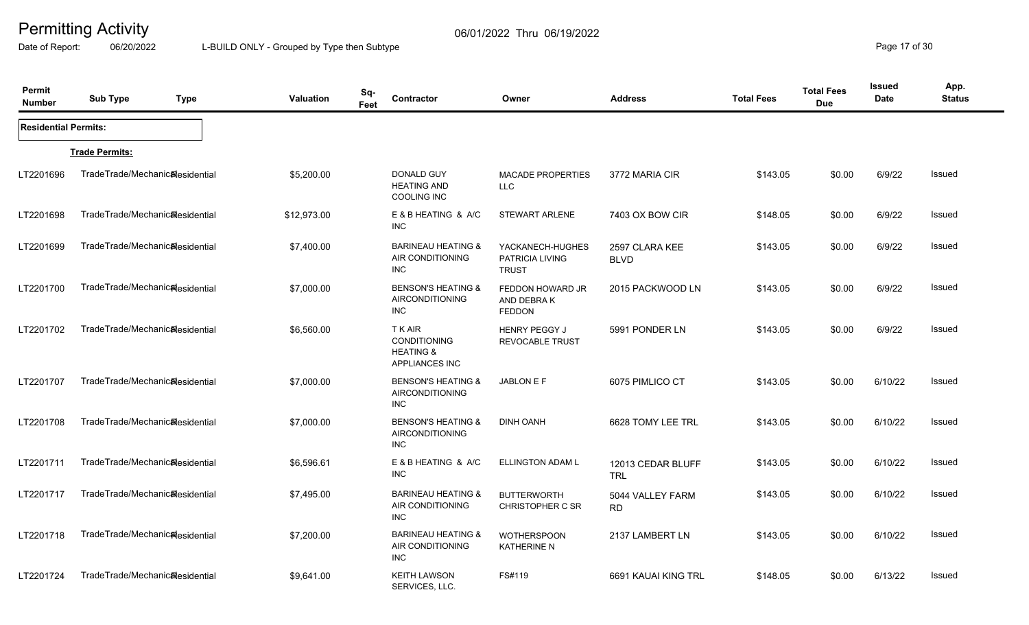# Permitting Activity

06/01/2022 Thru 06/19/2022

Date of Report: 06/20/2022 L-BUILD ONLY - Grouped by Type then Subtype

| Permit Number | Sub Type | Type | Valuation | Sq-Feet | Contractor | Owner | Address | Total Fees | Total Fees Due | Issued Date | App. Status |
|---|---|---|---|---|---|---|---|---|---|---|---|
| **Residential Permits:** | | | | | | | | | | | |
| | **Trade Permits:** | | | | | | | | | | |
| LT2201696 | TradeTrade/Mechanical | Residential | $5,200.00 | | DONALD GUY HEATING AND COOLING INC | MACADE PROPERTIES LLC | 3772 MARIA CIR | $143.05 | $0.00 | 6/9/22 | Issued |
| LT2201698 | TradeTrade/Mechanical | Residential | $12,973.00 | | E & B HEATING & A/C INC | STEWART ARLENE | 7403 OX BOW CIR | $148.05 | $0.00 | 6/9/22 | Issued |
| LT2201699 | TradeTrade/Mechanical | Residential | $7,400.00 | | BARINEAU HEATING & AIR CONDITIONING INC | YACKANECH-HUGHES PATRICIA LIVING TRUST | 2597 CLARA KEE BLVD | $143.05 | $0.00 | 6/9/22 | Issued |
| LT2201700 | TradeTrade/Mechanical | Residential | $7,000.00 | | BENSON'S HEATING & AIRCONDITIONING INC | FEDDON HOWARD JR AND DEBRA K FEDDON | 2015 PACKWOOD LN | $143.05 | $0.00 | 6/9/22 | Issued |
| LT2201702 | TradeTrade/Mechanical | Residential | $6,560.00 | | T K AIR CONDITIONING HEATING & APPLIANCES INC | HENRY PEGGY J REVOCABLE TRUST | 5991 PONDER LN | $143.05 | $0.00 | 6/9/22 | Issued |
| LT2201707 | TradeTrade/Mechanical | Residential | $7,000.00 | | BENSON'S HEATING & AIRCONDITIONING INC | JABLON E F | 6075 PIMLICO CT | $143.05 | $0.00 | 6/10/22 | Issued |
| LT2201708 | TradeTrade/Mechanical | Residential | $7,000.00 | | BENSON'S HEATING & AIRCONDITIONING INC | DINH OANH | 6628 TOMY LEE TRL | $143.05 | $0.00 | 6/10/22 | Issued |
| LT2201711 | TradeTrade/Mechanical | Residential | $6,596.61 | | E & B HEATING & A/C INC | ELLINGTON ADAM L | 12013 CEDAR BLUFF TRL | $143.05 | $0.00 | 6/10/22 | Issued |
| LT2201717 | TradeTrade/Mechanical | Residential | $7,495.00 | | BARINEAU HEATING & AIR CONDITIONING INC | BUTTERWORTH CHRISTOPHER C SR | 5044 VALLEY FARM RD | $143.05 | $0.00 | 6/10/22 | Issued |
| LT2201718 | TradeTrade/Mechanical | Residential | $7,200.00 | | BARINEAU HEATING & AIR CONDITIONING INC | WOTHERSPOON KATHERINE N | 2137 LAMBERT LN | $143.05 | $0.00 | 6/10/22 | Issued |
| LT2201724 | TradeTrade/Mechanical | Residential | $9,641.00 | | KEITH LAWSON SERVICES, LLC. | FS#119 | 6691 KAUAI KING TRL | $148.05 | $0.00 | 6/13/22 | Issued |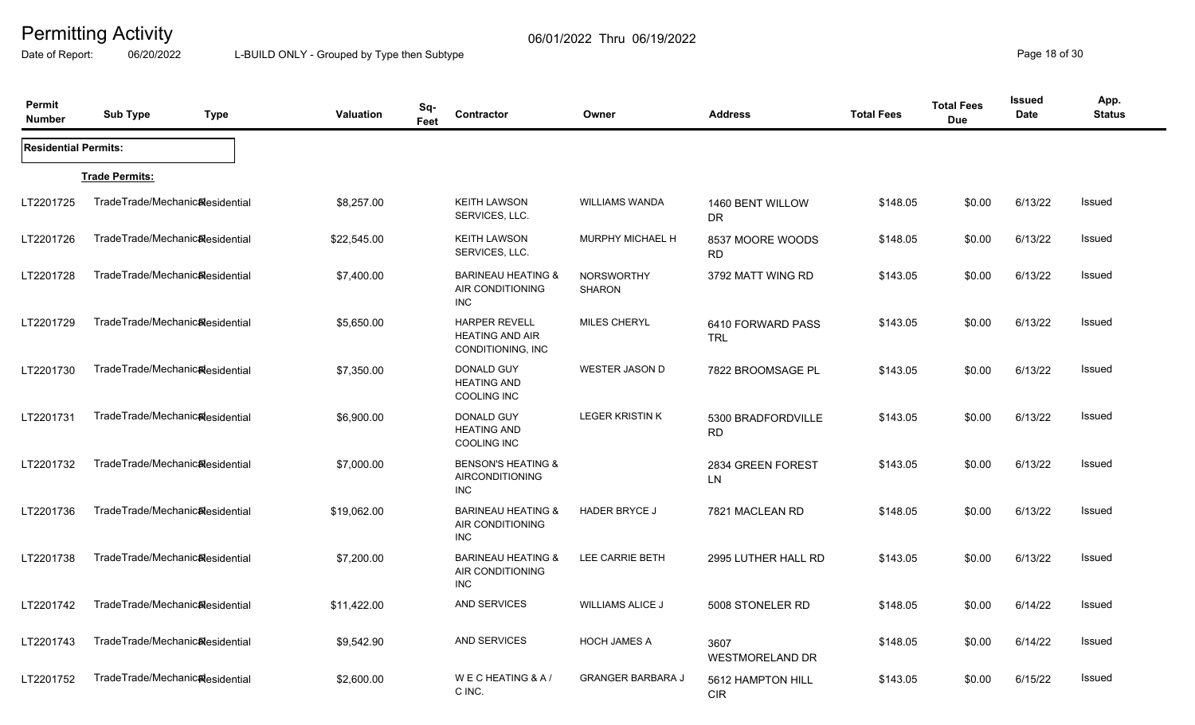# Permitting Activity

06/01/2022 Thru 06/19/2022

Date of Report: 06/20/2022 L-BUILD ONLY - Grouped by Type then Subtype

| Permit Number | Sub Type | Type | Valuation | Sq-Feet | Contractor | Owner | Address | Total Fees | Total Fees Due | Issued Date | App. Status |
|---|---|---|---|---|---|---|---|---|---|---|---|
| **Residential Permits:** | | | | | | | | | | | |
| **Trade Permits:** | | | | | | | | | | | |
| LT2201725 | TradeTrade/Mechanical | Residential | $8,257.00 | | KEITH LAWSON SERVICES, LLC. | WILLIAMS WANDA | 1460 BENT WILLOW DR | $148.05 | $0.00 | 6/13/22 | Issued |
| LT2201726 | TradeTrade/Mechanical | Residential | $22,545.00 | | KEITH LAWSON SERVICES, LLC. | MURPHY MICHAEL H | 8537 MOORE WOODS RD | $148.05 | $0.00 | 6/13/22 | Issued |
| LT2201728 | TradeTrade/Mechanical | Residential | $7,400.00 | | BARINEAU HEATING & AIR CONDITIONING INC | NORSWORTHY SHARON | 3792 MATT WING RD | $143.05 | $0.00 | 6/13/22 | Issued |
| LT2201729 | TradeTrade/Mechanical | Residential | $5,650.00 | | HARPER REVELL HEATING AND AIR CONDITIONING, INC | MILES CHERYL | 6410 FORWARD PASS TRL | $143.05 | $0.00 | 6/13/22 | Issued |
| LT2201730 | TradeTrade/Mechanical | Residential | $7,350.00 | | DONALD GUY HEATING AND COOLING INC | WESTER JASON D | 7822 BROOMSAGE PL | $143.05 | $0.00 | 6/13/22 | Issued |
| LT2201731 | TradeTrade/Mechanical | Residential | $6,900.00 | | DONALD GUY HEATING AND COOLING INC | LEGER KRISTIN K | 5300 BRADFORDVILLE RD | $143.05 | $0.00 | 6/13/22 | Issued |
| LT2201732 | TradeTrade/Mechanical | Residential | $7,000.00 | | BENSON'S HEATING & AIRCONDITIONING INC | | 2834 GREEN FOREST LN | $143.05 | $0.00 | 6/13/22 | Issued |
| LT2201736 | TradeTrade/Mechanical | Residential | $19,062.00 | | BARINEAU HEATING & AIR CONDITIONING INC | HADER BRYCE J | 7821 MACLEAN RD | $148.05 | $0.00 | 6/13/22 | Issued |
| LT2201738 | TradeTrade/Mechanical | Residential | $7,200.00 | | BARINEAU HEATING & AIR CONDITIONING INC | LEE CARRIE BETH | 2995 LUTHER HALL RD | $143.05 | $0.00 | 6/13/22 | Issued |
| LT2201742 | TradeTrade/Mechanical | Residential | $11,422.00 | | AND SERVICES | WILLIAMS ALICE J | 5008 STONELER RD | $148.05 | $0.00 | 6/14/22 | Issued |
| LT2201743 | TradeTrade/Mechanical | Residential | $9,542.90 | | AND SERVICES | HOCH JAMES A | 3607 WESTMORELAND DR | $148.05 | $0.00 | 6/14/22 | Issued |
| LT2201752 | TradeTrade/Mechanical | Residential | $2,600.00 | | W E C HEATING & A / C INC. | GRANGER BARBARA J | 5612 HAMPTON HILL CIR | $143.05 | $0.00 | 6/15/22 | Issued |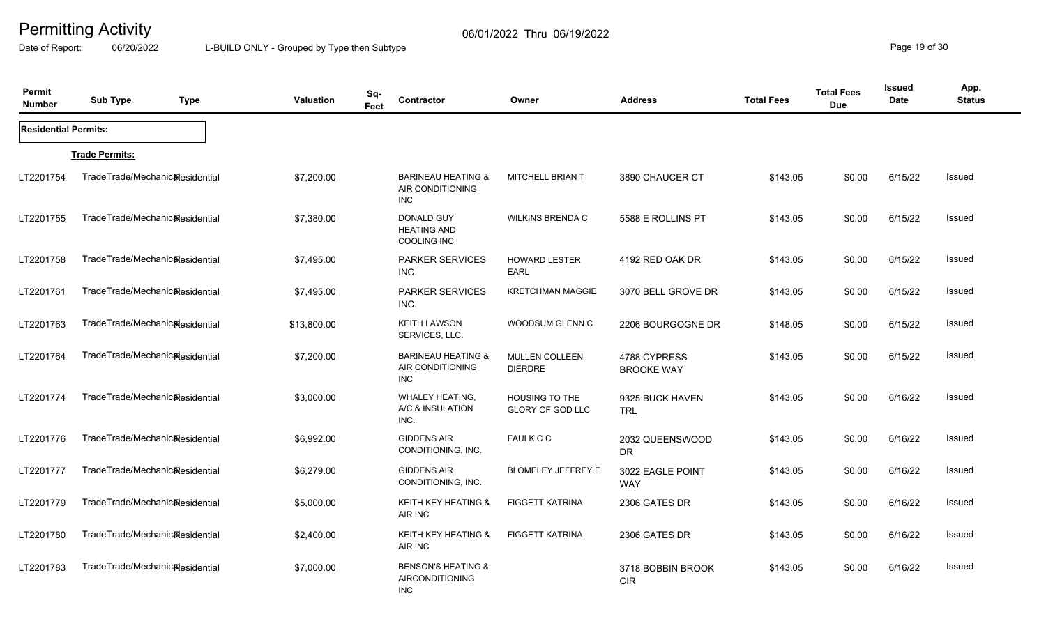# Permitting Activity

06/01/2022 Thru 06/19/2022

Date of Report: 06/20/2022 L-BUILD ONLY - Grouped by Type then Subtype

| Permit Number | Sub Type | Type | Valuation | Sq-Feet | Contractor | Owner | Address | Total Fees | Total Fees Due | Issued Date | App. Status |
|---|---|---|---|---|---|---|---|---|---|---|---|
| **Residential Permits:** | | | | | | | | | | | |
| **Trade Permits:** | | | | | | | | | | | |
| LT2201754 | TradeTrade/Mechanical | Residential | $7,200.00 | | BARINEAU HEATING & AIR CONDITIONING INC | MITCHELL BRIAN T | 3890 CHAUCER CT | $143.05 | $0.00 | 6/15/22 | Issued |
| LT2201755 | TradeTrade/Mechanical | Residential | $7,380.00 | | DONALD GUY HEATING AND COOLING INC | WILKINS BRENDA C | 5588 E ROLLINS PT | $143.05 | $0.00 | 6/15/22 | Issued |
| LT2201758 | TradeTrade/Mechanical | Residential | $7,495.00 | | PARKER SERVICES INC. | HOWARD LESTER EARL | 4192 RED OAK DR | $143.05 | $0.00 | 6/15/22 | Issued |
| LT2201761 | TradeTrade/Mechanical | Residential | $7,495.00 | | PARKER SERVICES INC. | KRETCHMAN MAGGIE | 3070 BELL GROVE DR | $143.05 | $0.00 | 6/15/22 | Issued |
| LT2201763 | TradeTrade/Mechanical | Residential | $13,800.00 | | KEITH LAWSON SERVICES, LLC. | WOODSUM GLENN C | 2206 BOURGOGNE DR | $148.05 | $0.00 | 6/15/22 | Issued |
| LT2201764 | TradeTrade/Mechanical | Residential | $7,200.00 | | BARINEAU HEATING & AIR CONDITIONING INC | MULLEN COLLEEN DIERDRE | 4788 CYPRESS BROOKE WAY | $143.05 | $0.00 | 6/15/22 | Issued |
| LT2201774 | TradeTrade/Mechanical | Residential | $3,000.00 | | WHALEY HEATING, A/C & INSULATION INC. | HOUSING TO THE GLORY OF GOD LLC | 9325 BUCK HAVEN TRL | $143.05 | $0.00 | 6/16/22 | Issued |
| LT2201776 | TradeTrade/Mechanical | Residential | $6,992.00 | | GIDDENS AIR CONDITIONING, INC. | FAULK C C | 2032 QUEENSWOOD DR | $143.05 | $0.00 | 6/16/22 | Issued |
| LT2201777 | TradeTrade/Mechanical | Residential | $6,279.00 | | GIDDENS AIR CONDITIONING, INC. | BLOMELEY JEFFREY E | 3022 EAGLE POINT WAY | $143.05 | $0.00 | 6/16/22 | Issued |
| LT2201779 | TradeTrade/Mechanical | Residential | $5,000.00 | | KEITH KEY HEATING & AIR INC | FIGGETT KATRINA | 2306 GATES DR | $143.05 | $0.00 | 6/16/22 | Issued |
| LT2201780 | TradeTrade/Mechanical | Residential | $2,400.00 | | KEITH KEY HEATING & AIR INC | FIGGETT KATRINA | 2306 GATES DR | $143.05 | $0.00 | 6/16/22 | Issued |
| LT2201783 | TradeTrade/Mechanical | Residential | $7,000.00 | | BENSON'S HEATING & AIRCONDITIONING INC | | 3718 BOBBIN BROOK CIR | $143.05 | $0.00 | 6/16/22 | Issued |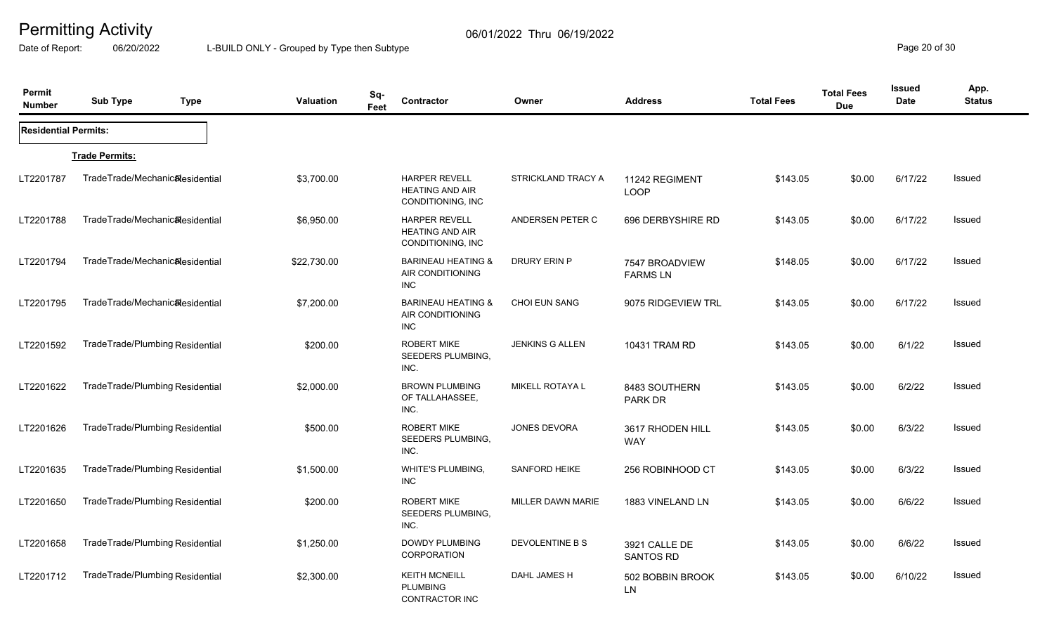# Permitting Activity

06/01/2022 Thru 06/19/2022

Date of Report: 06/20/2022 L-BUILD ONLY - Grouped by Type then Subtype

| Permit Number | Sub Type | Type | Valuation | Sq-Feet | Contractor | Owner | Address | Total Fees | Total Fees Due | Issued Date | App. Status |
|---|---|---|---|---|---|---|---|---|---|---|---|
| **Residential Permits:** | | | | | | | | | | | |
| | **Trade Permits:** | | | | | | | | | | |
| LT2201787 | TradeTrade/Mechanical | Residential | $3,700.00 | | HARPER REVELL HEATING AND AIR CONDITIONING, INC | STRICKLAND TRACY A | 11242 REGIMENT LOOP | $143.05 | $0.00 | 6/17/22 | Issued |
| LT2201788 | TradeTrade/Mechanical | Residential | $6,950.00 | | HARPER REVELL HEATING AND AIR CONDITIONING, INC | ANDERSEN PETER C | 696 DERBYSHIRE RD | $143.05 | $0.00 | 6/17/22 | Issued |
| LT2201794 | TradeTrade/Mechanical | Residential | $22,730.00 | | BARINEAU HEATING & AIR CONDITIONING INC | DRURY ERIN P | 7547 BROADVIEW FARMS LN | $148.05 | $0.00 | 6/17/22 | Issued |
| LT2201795 | TradeTrade/Mechanical | Residential | $7,200.00 | | BARINEAU HEATING & AIR CONDITIONING INC | CHOI EUN SANG | 9075 RIDGEVIEW TRL | $143.05 | $0.00 | 6/17/22 | Issued |
| LT2201592 | TradeTrade/Plumbing | Residential | $200.00 | | ROBERT MIKE SEEDERS PLUMBING, INC. | JENKINS G ALLEN | 10431 TRAM RD | $143.05 | $0.00 | 6/1/22 | Issued |
| LT2201622 | TradeTrade/Plumbing | Residential | $2,000.00 | | BROWN PLUMBING OF TALLAHASSEE, INC. | MIKELL ROTAYA L | 8483 SOUTHERN PARK DR | $143.05 | $0.00 | 6/2/22 | Issued |
| LT2201626 | TradeTrade/Plumbing | Residential | $500.00 | | ROBERT MIKE SEEDERS PLUMBING, INC. | JONES DEVORA | 3617 RHODEN HILL WAY | $143.05 | $0.00 | 6/3/22 | Issued |
| LT2201635 | TradeTrade/Plumbing | Residential | $1,500.00 | | WHITE'S PLUMBING, INC | SANFORD HEIKE | 256 ROBINHOOD CT | $143.05 | $0.00 | 6/3/22 | Issued |
| LT2201650 | TradeTrade/Plumbing | Residential | $200.00 | | ROBERT MIKE SEEDERS PLUMBING, INC. | MILLER DAWN MARIE | 1883 VINELAND LN | $143.05 | $0.00 | 6/6/22 | Issued |
| LT2201658 | TradeTrade/Plumbing | Residential | $1,250.00 | | DOWDY PLUMBING CORPORATION | DEVOLENTINE B S | 3921 CALLE DE SANTOS RD | $143.05 | $0.00 | 6/6/22 | Issued |
| LT2201712 | TradeTrade/Plumbing | Residential | $2,300.00 | | KEITH MCNEILL PLUMBING CONTRACTOR INC | DAHL JAMES H | 502 BOBBIN BROOK LN | $143.05 | $0.00 | 6/10/22 | Issued |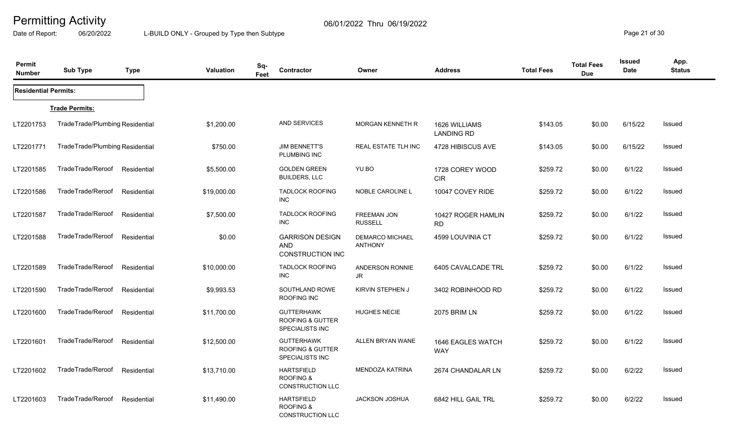# Permitting Activity

06/01/2022 Thru 06/19/2022

Date of Report: 06/20/2022 L-BUILD ONLY - Grouped by Type then Subtype

| Permit Number | Sub Type | Type | Valuation | Sq-Feet | Contractor | Owner | Address | Total Fees | Total Fees Due | Issued Date | App. Status |
|---|---|---|---|---|---|---|---|---|---|---|---|
| **Residential Permits:** | | | | | | | | | | | |
| **Trade Permits:** | | | | | | | | | | | |
| LT2201753 | TradeTrade/Plumbing | Residential | $1,200.00 | | AND SERVICES | MORGAN KENNETH R | 1626 WILLIAMS LANDING RD | $143.05 | $0.00 | 6/15/22 | Issued |
| LT2201771 | TradeTrade/Plumbing | Residential | $750.00 | | JIM BENNETT'S PLUMBING INC | REAL ESTATE TLH INC | 4728 HIBISCUS AVE | $143.05 | $0.00 | 6/15/22 | Issued |
| LT2201585 | TradeTrade/Reroof | Residential | $5,500.00 | | GOLDEN GREEN BUILDERS, LLC | YU BO | 1728 COREY WOOD CIR | $259.72 | $0.00 | 6/1/22 | Issued |
| LT2201586 | TradeTrade/Reroof | Residential | $19,000.00 | | TADLOCK ROOFING INC | NOBLE CAROLINE L | 10047 COVEY RIDE | $259.72 | $0.00 | 6/1/22 | Issued |
| LT2201587 | TradeTrade/Reroof | Residential | $7,500.00 | | TADLOCK ROOFING INC | FREEMAN JON RUSSELL | 10427 ROGER HAMLIN RD | $259.72 | $0.00 | 6/1/22 | Issued |
| LT2201588 | TradeTrade/Reroof | Residential | $0.00 | | GARRISON DESIGN AND CONSTRUCTION INC | DEMARCO MICHAEL ANTHONY | 4599 LOUVINIA CT | $259.72 | $0.00 | 6/1/22 | Issued |
| LT2201589 | TradeTrade/Reroof | Residential | $10,000.00 | | TADLOCK ROOFING INC | ANDERSON RONNIE JR | 6405 CAVALCADE TRL | $259.72 | $0.00 | 6/1/22 | Issued |
| LT2201590 | TradeTrade/Reroof | Residential | $9,993.53 | | SOUTHLAND ROWE ROOFING INC | KIRVIN STEPHEN J | 3402 ROBINHOOD RD | $259.72 | $0.00 | 6/1/22 | Issued |
| LT2201600 | TradeTrade/Reroof | Residential | $11,700.00 | | GUTTERHAWK ROOFING & GUTTER SPECIALISTS INC | HUGHES NECIE | 2075 BRIM LN | $259.72 | $0.00 | 6/1/22 | Issued |
| LT2201601 | TradeTrade/Reroof | Residential | $12,500.00 | | GUTTERHAWK ROOFING & GUTTER SPECIALISTS INC | ALLEN BRYAN WANE | 1646 EAGLES WATCH WAY | $259.72 | $0.00 | 6/1/22 | Issued |
| LT2201602 | TradeTrade/Reroof | Residential | $13,710.00 | | HARTSFIELD ROOFING & CONSTRUCTION LLC | MENDOZA KATRINA | 2674 CHANDALAR LN | $259.72 | $0.00 | 6/2/22 | Issued |
| LT2201603 | TradeTrade/Reroof | Residential | $11,490.00 | | HARTSFIELD ROOFING & CONSTRUCTION LLC | JACKSON JOSHUA | 6842 HILL GAIL TRL | $259.72 | $0.00 | 6/2/22 | Issued |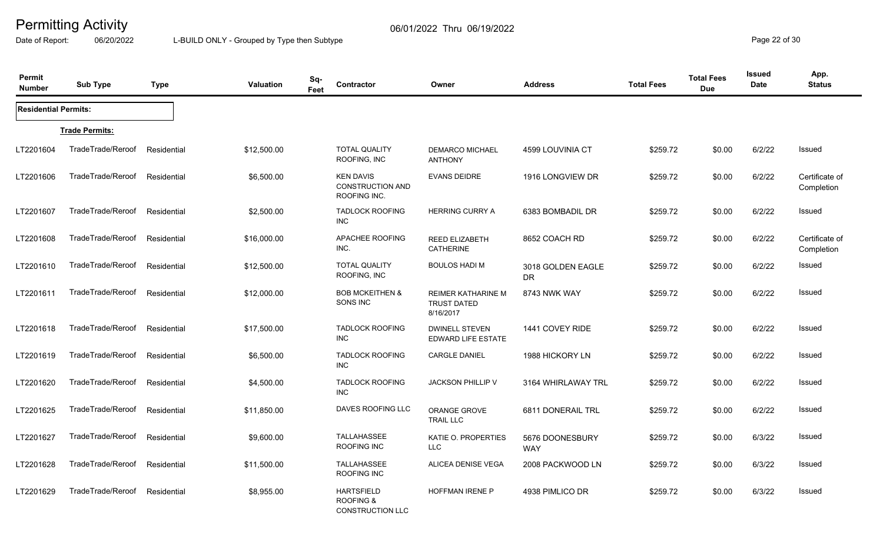# Permitting Activity

06/01/2022 Thru 06/19/2022

Date of Report: 06/20/2022

L-BUILD ONLY - Grouped by Type then Subtype

| Permit Number | Sub Type | Type | Valuation | Sq-Feet | Contractor | Owner | Address | Total Fees | Total Fees Due | Issued Date | App. Status |
|---|---|---|---|---|---|---|---|---|---|---|---|
| **Residential Permits:** | | | | | | | | | | | |
| | **Trade Permits:** | | | | | | | | | | |
| LT2201604 | TradeTrade/Reroof | Residential | $12,500.00 | | TOTAL QUALITY ROOFING, INC | DEMARCO MICHAEL ANTHONY | 4599 LOUVINIA CT | $259.72 | $0.00 | 6/2/22 | Issued |
| LT2201606 | TradeTrade/Reroof | Residential | $6,500.00 | | KEN DAVIS CONSTRUCTION AND ROOFING INC. | EVANS DEIDRE | 1916 LONGVIEW DR | $259.72 | $0.00 | 6/2/22 | Certificate of Completion |
| LT2201607 | TradeTrade/Reroof | Residential | $2,500.00 | | TADLOCK ROOFING INC | HERRING CURRY A | 6383 BOMBADIL DR | $259.72 | $0.00 | 6/2/22 | Issued |
| LT2201608 | TradeTrade/Reroof | Residential | $16,000.00 | | APACHEE ROOFING INC. | REED ELIZABETH CATHERINE | 8652 COACH RD | $259.72 | $0.00 | 6/2/22 | Certificate of Completion |
| LT2201610 | TradeTrade/Reroof | Residential | $12,500.00 | | TOTAL QUALITY ROOFING, INC | BOULOS HADI M | 3018 GOLDEN EAGLE DR | $259.72 | $0.00 | 6/2/22 | Issued |
| LT2201611 | TradeTrade/Reroof | Residential | $12,000.00 | | BOB MCKEITHEN & SONS INC | REIMER KATHARINE M TRUST DATED 8/16/2017 | 8743 NWK WAY | $259.72 | $0.00 | 6/2/22 | Issued |
| LT2201618 | TradeTrade/Reroof | Residential | $17,500.00 | | TADLOCK ROOFING INC | DWINELL STEVEN EDWARD LIFE ESTATE | 1441 COVEY RIDE | $259.72 | $0.00 | 6/2/22 | Issued |
| LT2201619 | TradeTrade/Reroof | Residential | $6,500.00 | | TADLOCK ROOFING INC | CARGLE DANIEL | 1988 HICKORY LN | $259.72 | $0.00 | 6/2/22 | Issued |
| LT2201620 | TradeTrade/Reroof | Residential | $4,500.00 | | TADLOCK ROOFING INC | JACKSON PHILLIP V | 3164 WHIRLAWAY TRL | $259.72 | $0.00 | 6/2/22 | Issued |
| LT2201625 | TradeTrade/Reroof | Residential | $11,850.00 | | DAVES ROOFING LLC | ORANGE GROVE TRAIL LLC | 6811 DONERAIL TRL | $259.72 | $0.00 | 6/2/22 | Issued |
| LT2201627 | TradeTrade/Reroof | Residential | $9,600.00 | | TALLAHASSEE ROOFING INC | KATIE O. PROPERTIES LLC | 5676 DOONESBURY WAY | $259.72 | $0.00 | 6/3/22 | Issued |
| LT2201628 | TradeTrade/Reroof | Residential | $11,500.00 | | TALLAHASSEE ROOFING INC | ALICEA DENISE VEGA | 2008 PACKWOOD LN | $259.72 | $0.00 | 6/3/22 | Issued |
| LT2201629 | TradeTrade/Reroof | Residential | $8,955.00 | | HARTSFIELD ROOFING & CONSTRUCTION LLC | HOFFMAN IRENE P | 4938 PIMLICO DR | $259.72 | $0.00 | 6/3/22 | Issued |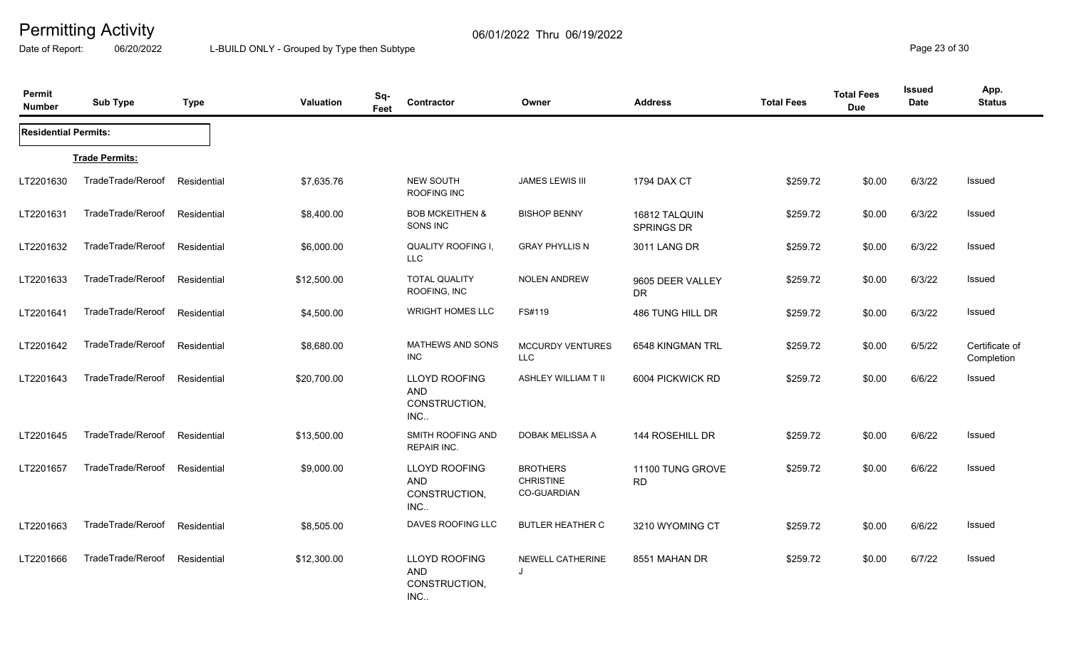# Permitting Activity

06/01/2022 Thru 06/19/2022

Date of Report: 06/20/2022

L-BUILD ONLY - Grouped by Type then Subtype

| Permit Number | Sub Type | Type | Valuation | Sq-Feet | Contractor | Owner | Address | Total Fees | Total Fees Due | Issued Date | App. Status |
|---|---|---|---|---|---|---|---|---|---|---|---|
| **Residential Permits:** | | | | | | | | | | | |
| | **Trade Permits:** | | | | | | | | | | |
| LT2201630 | TradeTrade/Reroof | Residential | $7,635.76 | | NEW SOUTH ROOFING INC | JAMES LEWIS III | 1794 DAX CT | $259.72 | $0.00 | 6/3/22 | Issued |
| LT2201631 | TradeTrade/Reroof | Residential | $8,400.00 | | BOB MCKEITHEN & SONS INC | BISHOP BENNY | 16812 TALQUIN SPRINGS DR | $259.72 | $0.00 | 6/3/22 | Issued |
| LT2201632 | TradeTrade/Reroof | Residential | $6,000.00 | | QUALITY ROOFING I, LLC | GRAY PHYLLIS N | 3011 LANG DR | $259.72 | $0.00 | 6/3/22 | Issued |
| LT2201633 | TradeTrade/Reroof | Residential | $12,500.00 | | TOTAL QUALITY ROOFING, INC | NOLEN ANDREW | 9605 DEER VALLEY DR | $259.72 | $0.00 | 6/3/22 | Issued |
| LT2201641 | TradeTrade/Reroof | Residential | $4,500.00 | | WRIGHT HOMES LLC | FS#119 | 486 TUNG HILL DR | $259.72 | $0.00 | 6/3/22 | Issued |
| LT2201642 | TradeTrade/Reroof | Residential | $8,680.00 | | MATHEWS AND SONS INC | MCCURDY VENTURES LLC | 6548 KINGMAN TRL | $259.72 | $0.00 | 6/5/22 | Certificate of Completion |
| LT2201643 | TradeTrade/Reroof | Residential | $20,700.00 | | LLOYD ROOFING AND CONSTRUCTION, INC.. | ASHLEY WILLIAM T II | 6004 PICKWICK RD | $259.72 | $0.00 | 6/6/22 | Issued |
| LT2201645 | TradeTrade/Reroof | Residential | $13,500.00 | | SMITH ROOFING AND REPAIR INC. | DOBAK MELISSA A | 144 ROSEHILL DR | $259.72 | $0.00 | 6/6/22 | Issued |
| LT2201657 | TradeTrade/Reroof | Residential | $9,000.00 | | LLOYD ROOFING AND CONSTRUCTION, INC.. | BROTHERS CHRISTINE CO-GUARDIAN | 11100 TUNG GROVE RD | $259.72 | $0.00 | 6/6/22 | Issued |
| LT2201663 | TradeTrade/Reroof | Residential | $8,505.00 | | DAVES ROOFING LLC | BUTLER HEATHER C | 3210 WYOMING CT | $259.72 | $0.00 | 6/6/22 | Issued |
| LT2201666 | TradeTrade/Reroof | Residential | $12,300.00 | | LLOYD ROOFING AND CONSTRUCTION, INC.. | NEWELL CATHERINE J | 8551 MAHAN DR | $259.72 | $0.00 | 6/7/22 | Issued |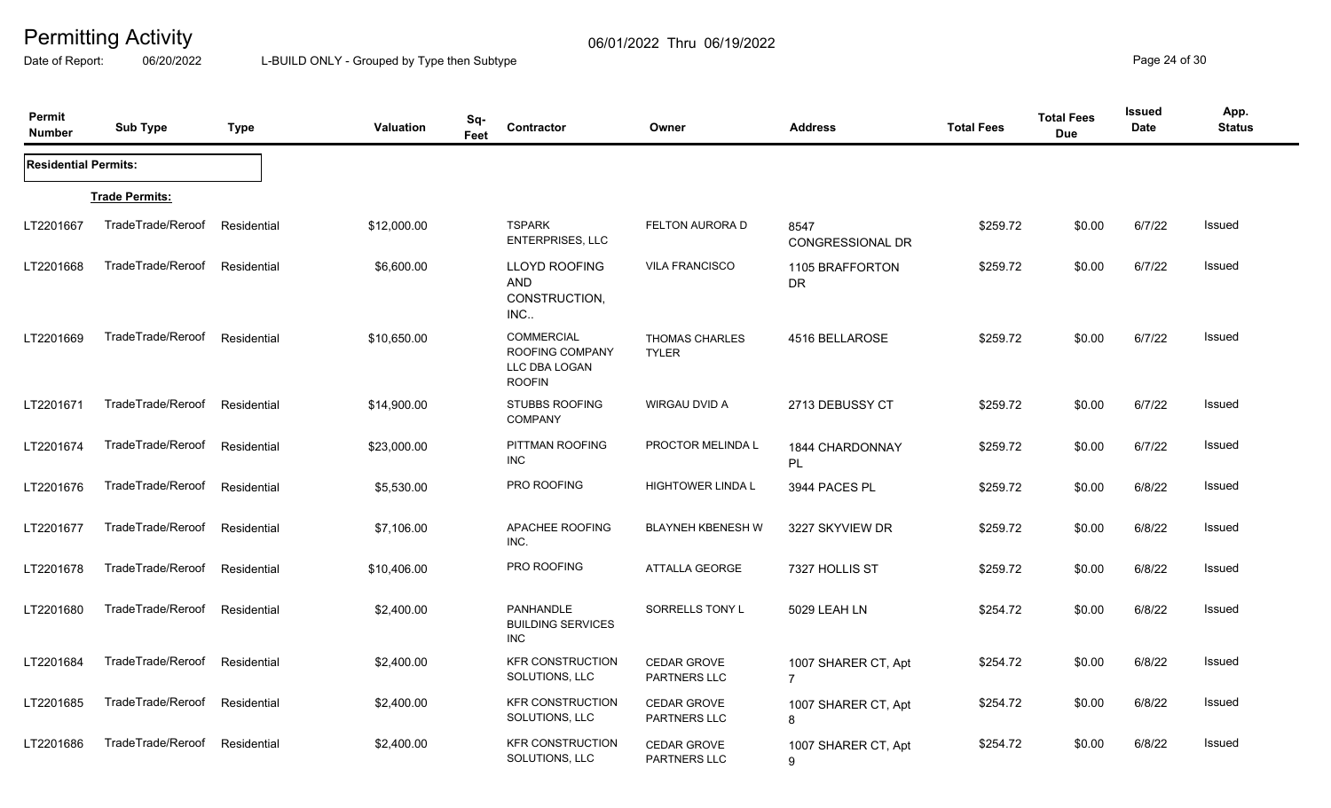# Permitting Activity

06/01/2022 Thru 06/19/2022

Date of Report: 06/20/2022 L-BUILD ONLY - Grouped by Type then Subtype

| Permit Number | Sub Type | Type | Valuation | Sq-Feet | Contractor | Owner | Address | Total Fees | Total Fees Due | Issued Date | App. Status |
|---|---|---|---|---|---|---|---|---|---|---|---|
| **Residential Permits:** | | | | | | | | | | | |
| **Trade Permits:** | | | | | | | | | | | |
| LT2201667 | TradeTrade/Reroof | Residential | $12,000.00 | | TSPARK ENTERPRISES, LLC | FELTON AURORA D | 8547 CONGRESSIONAL DR | $259.72 | $0.00 | 6/7/22 | Issued |
| LT2201668 | TradeTrade/Reroof | Residential | $6,600.00 | | LLOYD ROOFING AND CONSTRUCTION, INC.. | VILA FRANCISCO | 1105 BRAFFORTON DR | $259.72 | $0.00 | 6/7/22 | Issued |
| LT2201669 | TradeTrade/Reroof | Residential | $10,650.00 | | COMMERCIAL ROOFING COMPANY LLC DBA LOGAN ROOFIN | THOMAS CHARLES TYLER | 4516 BELLAROSE | $259.72 | $0.00 | 6/7/22 | Issued |
| LT2201671 | TradeTrade/Reroof | Residential | $14,900.00 | | STUBBS ROOFING COMPANY | WIRGAU DVID A | 2713 DEBUSSY CT | $259.72 | $0.00 | 6/7/22 | Issued |
| LT2201674 | TradeTrade/Reroof | Residential | $23,000.00 | | PITTMAN ROOFING INC | PROCTOR MELINDA L | 1844 CHARDONNAY PL | $259.72 | $0.00 | 6/7/22 | Issued |
| LT2201676 | TradeTrade/Reroof | Residential | $5,530.00 | | PRO ROOFING | HIGHTOWER LINDA L | 3944 PACES PL | $259.72 | $0.00 | 6/8/22 | Issued |
| LT2201677 | TradeTrade/Reroof | Residential | $7,106.00 | | APACHEE ROOFING INC. | BLAYNEH KBENESH W | 3227 SKYVIEW DR | $259.72 | $0.00 | 6/8/22 | Issued |
| LT2201678 | TradeTrade/Reroof | Residential | $10,406.00 | | PRO ROOFING | ATTALLA GEORGE | 7327 HOLLIS ST | $259.72 | $0.00 | 6/8/22 | Issued |
| LT2201680 | TradeTrade/Reroof | Residential | $2,400.00 | | PANHANDLE BUILDING SERVICES INC | SORRELLS TONY L | 5029 LEAH LN | $254.72 | $0.00 | 6/8/22 | Issued |
| LT2201684 | TradeTrade/Reroof | Residential | $2,400.00 | | KFR CONSTRUCTION SOLUTIONS, LLC | CEDAR GROVE PARTNERS LLC | 1007 SHARER CT, Apt 7 | $254.72 | $0.00 | 6/8/22 | Issued |
| LT2201685 | TradeTrade/Reroof | Residential | $2,400.00 | | KFR CONSTRUCTION SOLUTIONS, LLC | CEDAR GROVE PARTNERS LLC | 1007 SHARER CT, Apt 8 | $254.72 | $0.00 | 6/8/22 | Issued |
| LT2201686 | TradeTrade/Reroof | Residential | $2,400.00 | | KFR CONSTRUCTION SOLUTIONS, LLC | CEDAR GROVE PARTNERS LLC | 1007 SHARER CT, Apt 9 | $254.72 | $0.00 | 6/8/22 | Issued |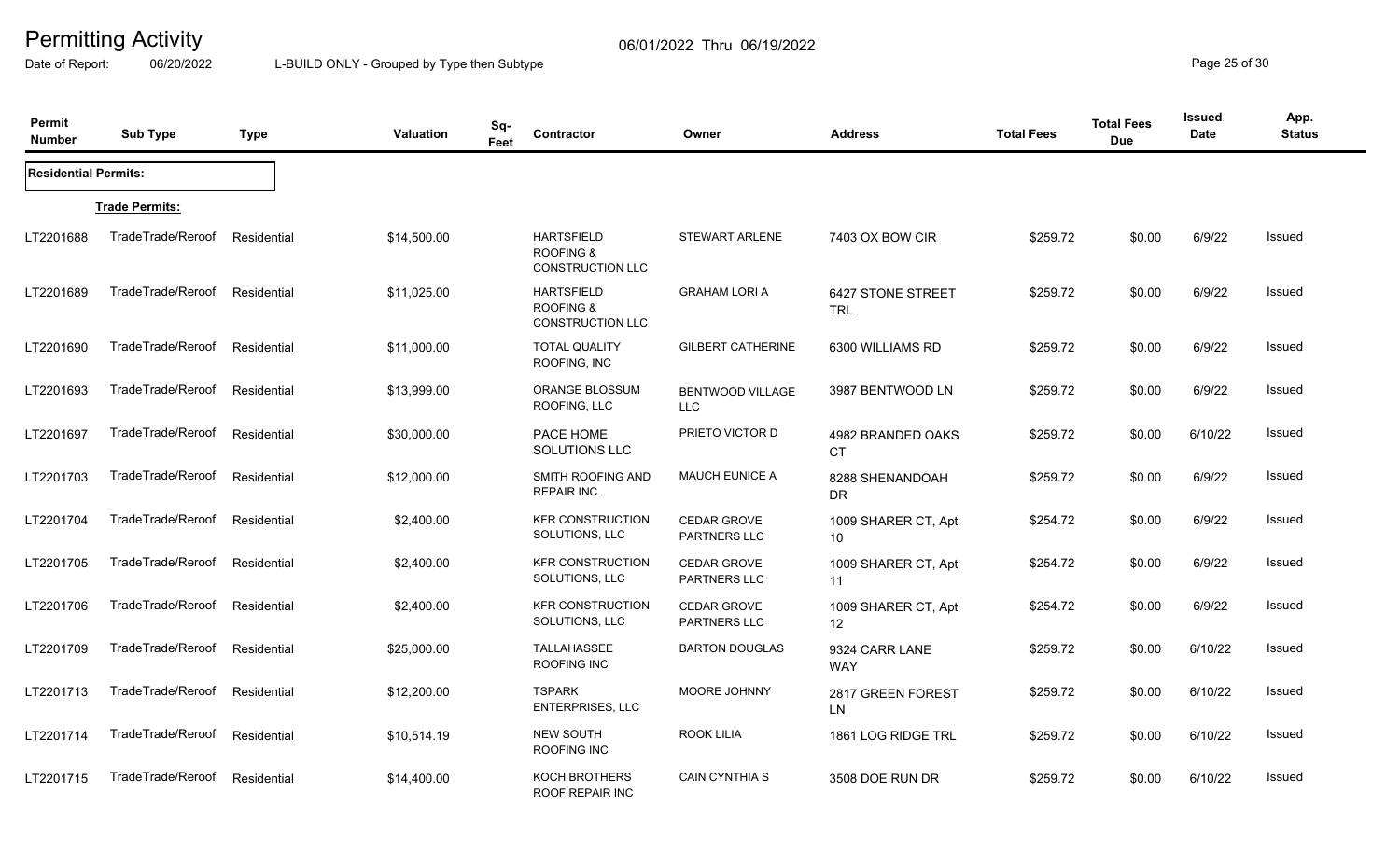# Permitting Activity

06/01/2022 Thru 06/19/2022

Date of Report: 06/20/2022 L-BUILD ONLY - Grouped by Type then Subtype

| Permit Number | Sub Type | Type | Valuation | Sq-Feet | Contractor | Owner | Address | Total Fees | Total Fees Due | Issued Date | App. Status |
|---|---|---|---|---|---|---|---|---|---|---|---|
| **Residential Permits:** | | | | | | | | | | | |
| **Trade Permits:** | | | | | | | | | | | |
| LT2201688 | TradeTrade/Reroof | Residential | $14,500.00 | | HARTSFIELD ROOFING & CONSTRUCTION LLC | STEWART ARLENE | 7403 OX BOW CIR | $259.72 | $0.00 | 6/9/22 | Issued |
| LT2201689 | TradeTrade/Reroof | Residential | $11,025.00 | | HARTSFIELD ROOFING & CONSTRUCTION LLC | GRAHAM LORI A | 6427 STONE STREET TRL | $259.72 | $0.00 | 6/9/22 | Issued |
| LT2201690 | TradeTrade/Reroof | Residential | $11,000.00 | | TOTAL QUALITY ROOFING, INC | GILBERT CATHERINE | 6300 WILLIAMS RD | $259.72 | $0.00 | 6/9/22 | Issued |
| LT2201693 | TradeTrade/Reroof | Residential | $13,999.00 | | ORANGE BLOSSUM ROOFING, LLC | BENTWOOD VILLAGE LLC | 3987 BENTWOOD LN | $259.72 | $0.00 | 6/9/22 | Issued |
| LT2201697 | TradeTrade/Reroof | Residential | $30,000.00 | | PACE HOME SOLUTIONS LLC | PRIETO VICTOR D | 4982 BRANDED OAKS CT | $259.72 | $0.00 | 6/10/22 | Issued |
| LT2201703 | TradeTrade/Reroof | Residential | $12,000.00 | | SMITH ROOFING AND REPAIR INC. | MAUCH EUNICE A | 8288 SHENANDOAH DR | $259.72 | $0.00 | 6/9/22 | Issued |
| LT2201704 | TradeTrade/Reroof | Residential | $2,400.00 | | KFR CONSTRUCTION SOLUTIONS, LLC | CEDAR GROVE PARTNERS LLC | 1009 SHARER CT, Apt 10 | $254.72 | $0.00 | 6/9/22 | Issued |
| LT2201705 | TradeTrade/Reroof | Residential | $2,400.00 | | KFR CONSTRUCTION SOLUTIONS, LLC | CEDAR GROVE PARTNERS LLC | 1009 SHARER CT, Apt 11 | $254.72 | $0.00 | 6/9/22 | Issued |
| LT2201706 | TradeTrade/Reroof | Residential | $2,400.00 | | KFR CONSTRUCTION SOLUTIONS, LLC | CEDAR GROVE PARTNERS LLC | 1009 SHARER CT, Apt 12 | $254.72 | $0.00 | 6/9/22 | Issued |
| LT2201709 | TradeTrade/Reroof | Residential | $25,000.00 | | TALLAHASSEE ROOFING INC | BARTON DOUGLAS | 9324 CARR LANE WAY | $259.72 | $0.00 | 6/10/22 | Issued |
| LT2201713 | TradeTrade/Reroof | Residential | $12,200.00 | | TSPARK ENTERPRISES, LLC | MOORE JOHNNY | 2817 GREEN FOREST LN | $259.72 | $0.00 | 6/10/22 | Issued |
| LT2201714 | TradeTrade/Reroof | Residential | $10,514.19 | | NEW SOUTH ROOFING INC | ROOK LILIA | 1861 LOG RIDGE TRL | $259.72 | $0.00 | 6/10/22 | Issued |
| LT2201715 | TradeTrade/Reroof | Residential | $14,400.00 | | KOCH BROTHERS ROOF REPAIR INC | CAIN CYNTHIA S | 3508 DOE RUN DR | $259.72 | $0.00 | 6/10/22 | Issued |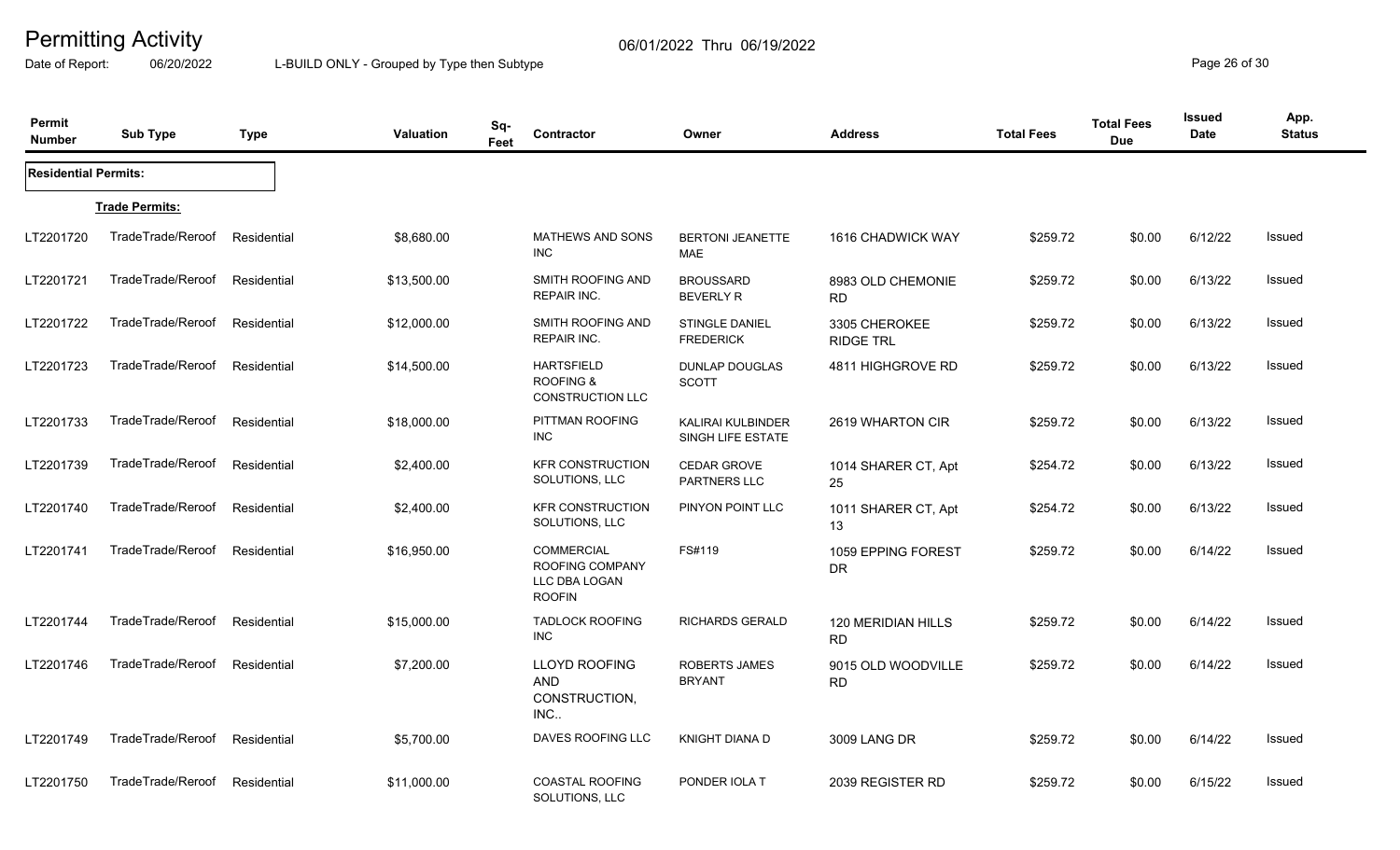# Permitting Activity

06/01/2022 Thru 06/19/2022

Date of Report: 06/20/2022

L-BUILD ONLY - Grouped by Type then Subtype

| Permit Number | Sub Type | Type | Valuation | Sq-Feet | Contractor | Owner | Address | Total Fees | Total Fees Due | Issued Date | App. Status |
|---|---|---|---|---|---|---|---|---|---|---|---|
| **Residential Permits:** | | | | | | | | | | | |
| **Trade Permits:** | | | | | | | | | | | |
| LT2201720 | TradeTrade/Reroof | Residential | $8,680.00 | | MATHEWS AND SONS INC | BERTONI JEANETTE MAE | 1616 CHADWICK WAY | $259.72 | $0.00 | 6/12/22 | Issued |
| LT2201721 | TradeTrade/Reroof | Residential | $13,500.00 | | SMITH ROOFING AND REPAIR INC. | BROUSSARD BEVERLY R | 8983 OLD CHEMONIE RD | $259.72 | $0.00 | 6/13/22 | Issued |
| LT2201722 | TradeTrade/Reroof | Residential | $12,000.00 | | SMITH ROOFING AND REPAIR INC. | STINGLE DANIEL FREDERICK | 3305 CHEROKEE RIDGE TRL | $259.72 | $0.00 | 6/13/22 | Issued |
| LT2201723 | TradeTrade/Reroof | Residential | $14,500.00 | | HARTSFIELD ROOFING & CONSTRUCTION LLC | DUNLAP DOUGLAS SCOTT | 4811 HIGHGROVE RD | $259.72 | $0.00 | 6/13/22 | Issued |
| LT2201733 | TradeTrade/Reroof | Residential | $18,000.00 | | PITTMAN ROOFING INC | KALIRAI KULBINDER SINGH LIFE ESTATE | 2619 WHARTON CIR | $259.72 | $0.00 | 6/13/22 | Issued |
| LT2201739 | TradeTrade/Reroof | Residential | $2,400.00 | | KFR CONSTRUCTION SOLUTIONS, LLC | CEDAR GROVE PARTNERS LLC | 1014 SHARER CT, Apt 25 | $254.72 | $0.00 | 6/13/22 | Issued |
| LT2201740 | TradeTrade/Reroof | Residential | $2,400.00 | | KFR CONSTRUCTION SOLUTIONS, LLC | PINYON POINT LLC | 1011 SHARER CT, Apt 13 | $254.72 | $0.00 | 6/13/22 | Issued |
| LT2201741 | TradeTrade/Reroof | Residential | $16,950.00 | | COMMERCIAL ROOFING COMPANY LLC DBA LOGAN ROOFIN | FS#119 | 1059 EPPING FOREST DR | $259.72 | $0.00 | 6/14/22 | Issued |
| LT2201744 | TradeTrade/Reroof | Residential | $15,000.00 | | TADLOCK ROOFING INC | RICHARDS GERALD | 120 MERIDIAN HILLS RD | $259.72 | $0.00 | 6/14/22 | Issued |
| LT2201746 | TradeTrade/Reroof | Residential | $7,200.00 | | LLOYD ROOFING AND CONSTRUCTION, INC.. | ROBERTS JAMES BRYANT | 9015 OLD WOODVILLE RD | $259.72 | $0.00 | 6/14/22 | Issued |
| LT2201749 | TradeTrade/Reroof | Residential | $5,700.00 | | DAVES ROOFING LLC | KNIGHT DIANA D | 3009 LANG DR | $259.72 | $0.00 | 6/14/22 | Issued |
| LT2201750 | TradeTrade/Reroof | Residential | $11,000.00 | | COASTAL ROOFING SOLUTIONS, LLC | PONDER IOLA T | 2039 REGISTER RD | $259.72 | $0.00 | 6/15/22 | Issued |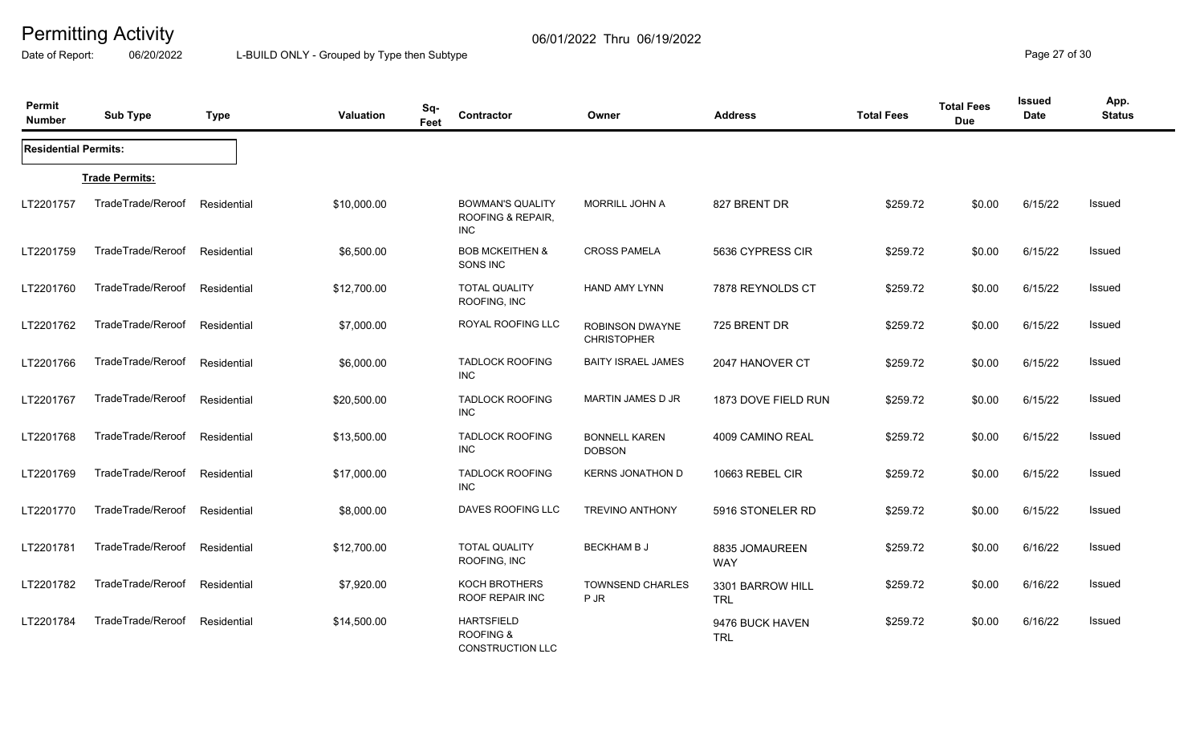# Permitting Activity

06/01/2022 Thru 06/19/2022

Date of Report: 06/20/2022 L-BUILD ONLY - Grouped by Type then Subtype

| Permit Number | Sub Type | Type | Valuation | Sq-Feet | Contractor | Owner | Address | Total Fees | Total Fees Due | Issued Date | App. Status |
|---|---|---|---|---|---|---|---|---|---|---|---|
| **Residential Permits:** | | | | | | | | | | | |
| | **Trade Permits:** | | | | | | | | | | |
| LT2201757 | TradeTrade/Reroof | Residential | $10,000.00 | | BOWMAN'S QUALITY ROOFING & REPAIR, INC | MORRILL JOHN A | 827 BRENT DR | $259.72 | $0.00 | 6/15/22 | Issued |
| LT2201759 | TradeTrade/Reroof | Residential | $6,500.00 | | BOB MCKEITHEN & SONS INC | CROSS PAMELA | 5636 CYPRESS CIR | $259.72 | $0.00 | 6/15/22 | Issued |
| LT2201760 | TradeTrade/Reroof | Residential | $12,700.00 | | TOTAL QUALITY ROOFING, INC | HAND AMY LYNN | 7878 REYNOLDS CT | $259.72 | $0.00 | 6/15/22 | Issued |
| LT2201762 | TradeTrade/Reroof | Residential | $7,000.00 | | ROYAL ROOFING LLC | ROBINSON DWAYNE CHRISTOPHER | 725 BRENT DR | $259.72 | $0.00 | 6/15/22 | Issued |
| LT2201766 | TradeTrade/Reroof | Residential | $6,000.00 | | TADLOCK ROOFING INC | BAITY ISRAEL JAMES | 2047 HANOVER CT | $259.72 | $0.00 | 6/15/22 | Issued |
| LT2201767 | TradeTrade/Reroof | Residential | $20,500.00 | | TADLOCK ROOFING INC | MARTIN JAMES D JR | 1873 DOVE FIELD RUN | $259.72 | $0.00 | 6/15/22 | Issued |
| LT2201768 | TradeTrade/Reroof | Residential | $13,500.00 | | TADLOCK ROOFING INC | BONNELL KAREN DOBSON | 4009 CAMINO REAL | $259.72 | $0.00 | 6/15/22 | Issued |
| LT2201769 | TradeTrade/Reroof | Residential | $17,000.00 | | TADLOCK ROOFING INC | KERNS JONATHON D | 10663 REBEL CIR | $259.72 | $0.00 | 6/15/22 | Issued |
| LT2201770 | TradeTrade/Reroof | Residential | $8,000.00 | | DAVES ROOFING LLC | TREVINO ANTHONY | 5916 STONELER RD | $259.72 | $0.00 | 6/15/22 | Issued |
| LT2201781 | TradeTrade/Reroof | Residential | $12,700.00 | | TOTAL QUALITY ROOFING, INC | BECKHAM B J | 8835 JOMAUREEN WAY | $259.72 | $0.00 | 6/16/22 | Issued |
| LT2201782 | TradeTrade/Reroof | Residential | $7,920.00 | | KOCH BROTHERS ROOF REPAIR INC | TOWNSEND CHARLES P JR | 3301 BARROW HILL TRL | $259.72 | $0.00 | 6/16/22 | Issued |
| LT2201784 | TradeTrade/Reroof | Residential | $14,500.00 | | HARTSFIELD ROOFING & CONSTRUCTION LLC | | 9476 BUCK HAVEN TRL | $259.72 | $0.00 | 6/16/22 | Issued |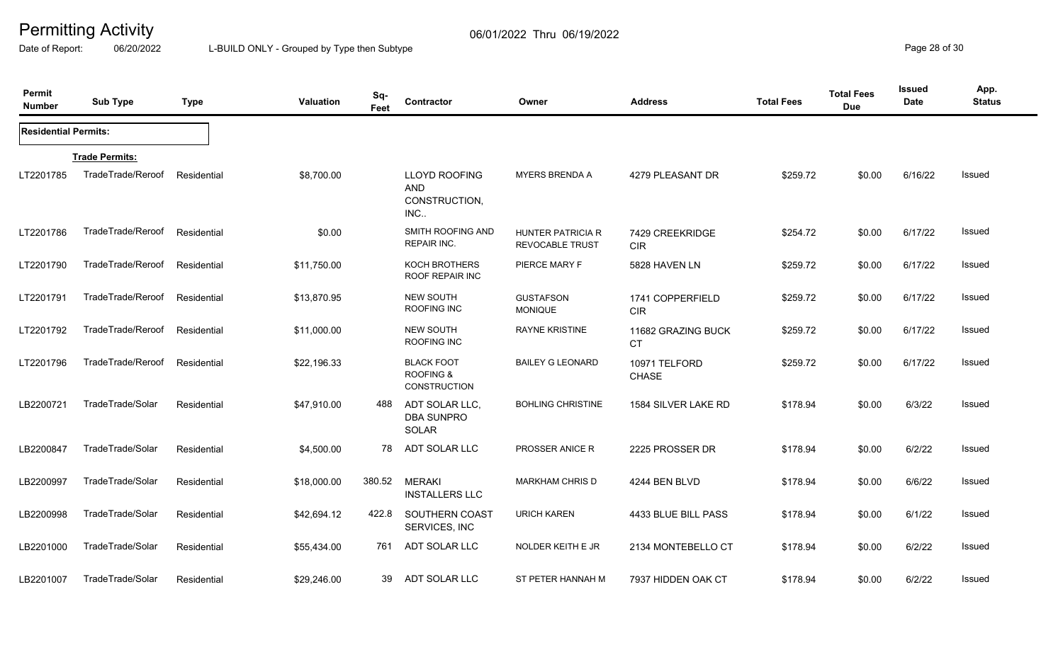# Permitting Activity

06/01/2022 Thru 06/19/2022

Date of Report: 06/20/2022 L-BUILD ONLY - Grouped by Type then Subtype

| Permit Number | Sub Type | Type | Valuation | Sq-Feet | Contractor | Owner | Address | Total Fees | Total Fees Due | Issued Date | App. Status |
|---|---|---|---|---|---|---|---|---|---|---|---|
| **Residential Permits:** | | | | | | | | | | | |
| | **Trade Permits:** | | | | | | | | | | |
| LT2201785 | TradeTrade/Reroof | Residential | $8,700.00 | | LLOYD ROOFING AND CONSTRUCTION, INC.. | MYERS BRENDA A | 4279 PLEASANT DR | $259.72 | $0.00 | 6/16/22 | Issued |
| LT2201786 | TradeTrade/Reroof | Residential | $0.00 | | SMITH ROOFING AND REPAIR INC. | HUNTER PATRICIA R REVOCABLE TRUST | 7429 CREEKRIDGE CIR | $254.72 | $0.00 | 6/17/22 | Issued |
| LT2201790 | TradeTrade/Reroof | Residential | $11,750.00 | | KOCH BROTHERS ROOF REPAIR INC | PIERCE MARY F | 5828 HAVEN LN | $259.72 | $0.00 | 6/17/22 | Issued |
| LT2201791 | TradeTrade/Reroof | Residential | $13,870.95 | | NEW SOUTH ROOFING INC | GUSTAFSON MONIQUE | 1741 COPPERFIELD CIR | $259.72 | $0.00 | 6/17/22 | Issued |
| LT2201792 | TradeTrade/Reroof | Residential | $11,000.00 | | NEW SOUTH ROOFING INC | RAYNE KRISTINE | 11682 GRAZING BUCK CT | $259.72 | $0.00 | 6/17/22 | Issued |
| LT2201796 | TradeTrade/Reroof | Residential | $22,196.33 | | BLACK FOOT ROOFING & CONSTRUCTION | BAILEY G LEONARD | 10971 TELFORD CHASE | $259.72 | $0.00 | 6/17/22 | Issued |
| LB2200721 | TradeTrade/Solar | Residential | $47,910.00 | 488 | ADT SOLAR LLC, DBA SUNPRO SOLAR | BOHLING CHRISTINE | 1584 SILVER LAKE RD | $178.94 | $0.00 | 6/3/22 | Issued |
| LB2200847 | TradeTrade/Solar | Residential | $4,500.00 | 78 | ADT SOLAR LLC | PROSSER ANICE R | 2225 PROSSER DR | $178.94 | $0.00 | 6/2/22 | Issued |
| LB2200997 | TradeTrade/Solar | Residential | $18,000.00 | 380.52 | MERAKI INSTALLERS LLC | MARKHAM CHRIS D | 4244 BEN BLVD | $178.94 | $0.00 | 6/6/22 | Issued |
| LB2200998 | TradeTrade/Solar | Residential | $42,694.12 | 422.8 | SOUTHERN COAST SERVICES, INC | URICH KAREN | 4433 BLUE BILL PASS | $178.94 | $0.00 | 6/1/22 | Issued |
| LB2201000 | TradeTrade/Solar | Residential | $55,434.00 | 761 | ADT SOLAR LLC | NOLDER KEITH E JR | 2134 MONTEBELLO CT | $178.94 | $0.00 | 6/2/22 | Issued |
| LB2201007 | TradeTrade/Solar | Residential | $29,246.00 | 39 | ADT SOLAR LLC | ST PETER HANNAH M | 7937 HIDDEN OAK CT | $178.94 | $0.00 | 6/2/22 | Issued |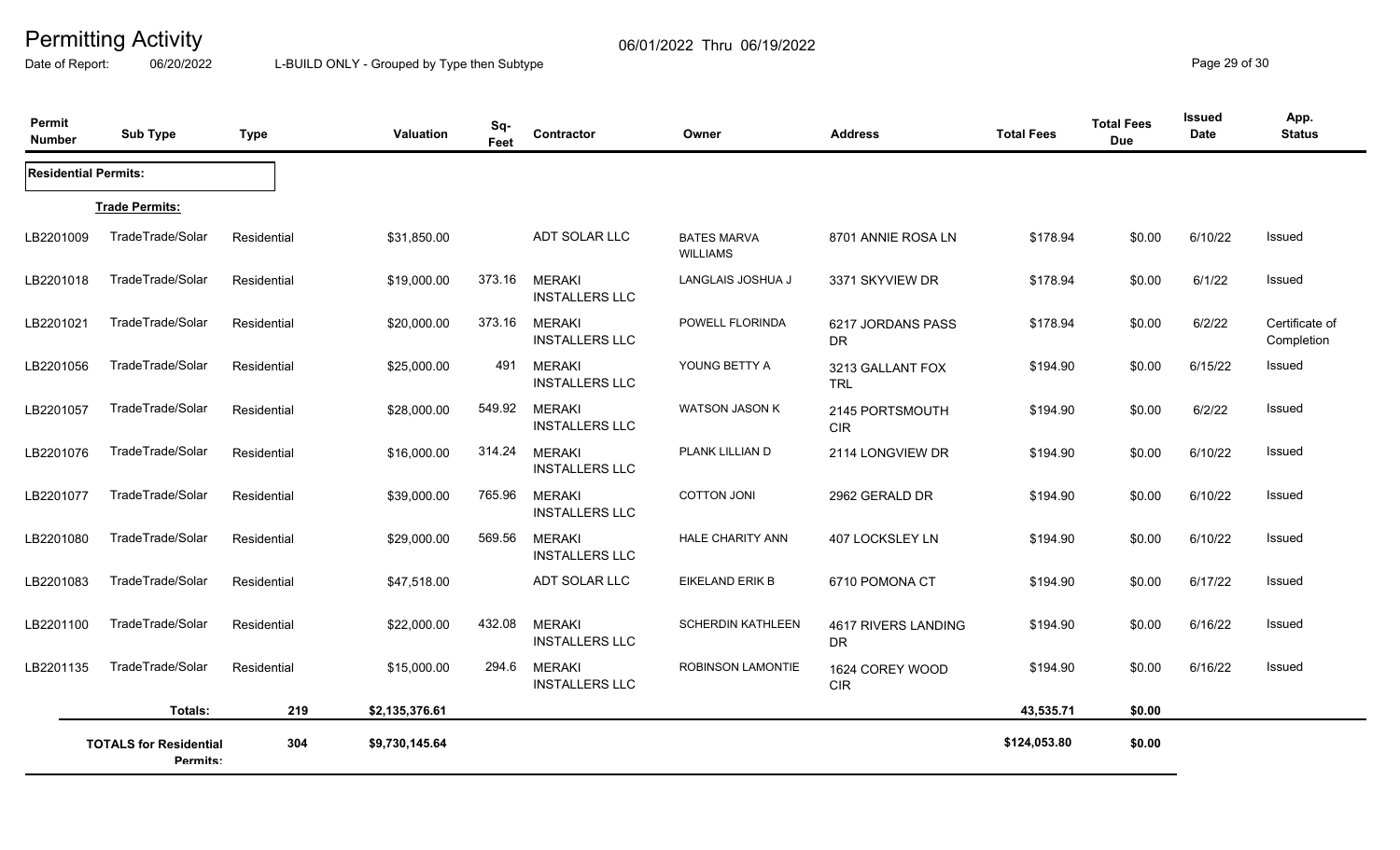# Permitting Activity

06/01/2022 Thru 06/19/2022

Date of Report: 06/20/2022

L-BUILD ONLY - Grouped by Type then Subtype

| Permit Number | Sub Type | Type | Valuation | Sq-Feet | Contractor | Owner | Address | Total Fees | Total Fees Due | Issued Date | App. Status |
|---|---|---|---|---|---|---|---|---|---|---|---|
| **Residential Permits:** | | | | | | | | | | | |
| | **Trade Permits:** | | | | | | | | | | |
| LB2201009 | TradeTrade/Solar | Residential | $31,850.00 | | ADT SOLAR LLC | BATES MARVA WILLIAMS | 8701 ANNIE ROSA LN | $178.94 | $0.00 | 6/10/22 | Issued |
| LB2201018 | TradeTrade/Solar | Residential | $19,000.00 | 373.16 | MERAKI INSTALLERS LLC | LANGLAIS JOSHUA J | 3371 SKYVIEW DR | $178.94 | $0.00 | 6/1/22 | Issued |
| LB2201021 | TradeTrade/Solar | Residential | $20,000.00 | 373.16 | MERAKI INSTALLERS LLC | POWELL FLORINDA | 6217 JORDANS PASS DR | $178.94 | $0.00 | 6/2/22 | Certificate of Completion |
| LB2201056 | TradeTrade/Solar | Residential | $25,000.00 | 491 | MERAKI INSTALLERS LLC | YOUNG BETTY A | 3213 GALLANT FOX TRL | $194.90 | $0.00 | 6/15/22 | Issued |
| LB2201057 | TradeTrade/Solar | Residential | $28,000.00 | 549.92 | MERAKI INSTALLERS LLC | WATSON JASON K | 2145 PORTSMOUTH CIR | $194.90 | $0.00 | 6/2/22 | Issued |
| LB2201076 | TradeTrade/Solar | Residential | $16,000.00 | 314.24 | MERAKI INSTALLERS LLC | PLANK LILLIAN D | 2114 LONGVIEW DR | $194.90 | $0.00 | 6/10/22 | Issued |
| LB2201077 | TradeTrade/Solar | Residential | $39,000.00 | 765.96 | MERAKI INSTALLERS LLC | COTTON JONI | 2962 GERALD DR | $194.90 | $0.00 | 6/10/22 | Issued |
| LB2201080 | TradeTrade/Solar | Residential | $29,000.00 | 569.56 | MERAKI INSTALLERS LLC | HALE CHARITY ANN | 407 LOCKSLEY LN | $194.90 | $0.00 | 6/10/22 | Issued |
| LB2201083 | TradeTrade/Solar | Residential | $47,518.00 | | ADT SOLAR LLC | EIKELAND ERIK B | 6710 POMONA CT | $194.90 | $0.00 | 6/17/22 | Issued |
| LB2201100 | TradeTrade/Solar | Residential | $22,000.00 | 432.08 | MERAKI INSTALLERS LLC | SCHERDIN KATHLEEN | 4617 RIVERS LANDING DR | $194.90 | $0.00 | 6/16/22 | Issued |
| LB2201135 | TradeTrade/Solar | Residential | $15,000.00 | 294.6 | MERAKI INSTALLERS LLC | ROBINSON LAMONTIE | 1624 COREY WOOD CIR | $194.90 | $0.00 | 6/16/22 | Issued |
| | **Totals:** | 219 | $2,135,376.61 | | | | | 43,535.71 | $0.00 | | |
| | **TOTALS for Residential Permits:** | 304 | $9,730,145.64 | | | | | $124,053.80 | $0.00 | | |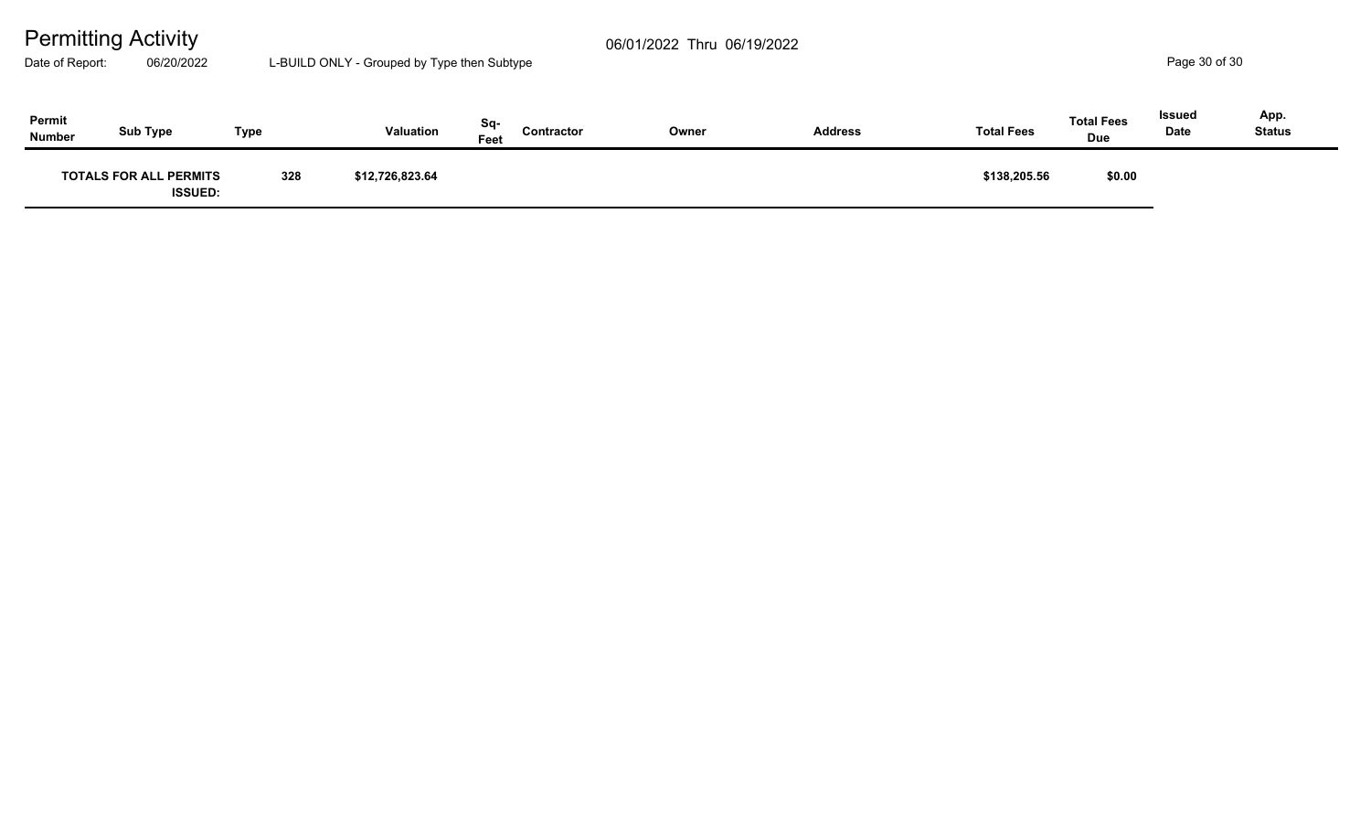# Permitting Activity

Date of Report: 06/20/2022 L-BUILD ONLY - Grouped by Type then Subtype

06/01/2022 Thru 06/19/2022

| Permit Number | Sub Type | Type | Valuation | Sq-Feet | Contractor | Owner | Address | Total Fees | Total Fees Due | Issued Date | App. Status |
|---|---|---|---|---|---|---|---|---|---|---|---|
| **TOTALS FOR ALL PERMITS ISSUED:** | | **328** | **$12,726,823.64** | | | | | **$138,205.56** | **$0.00** | | |